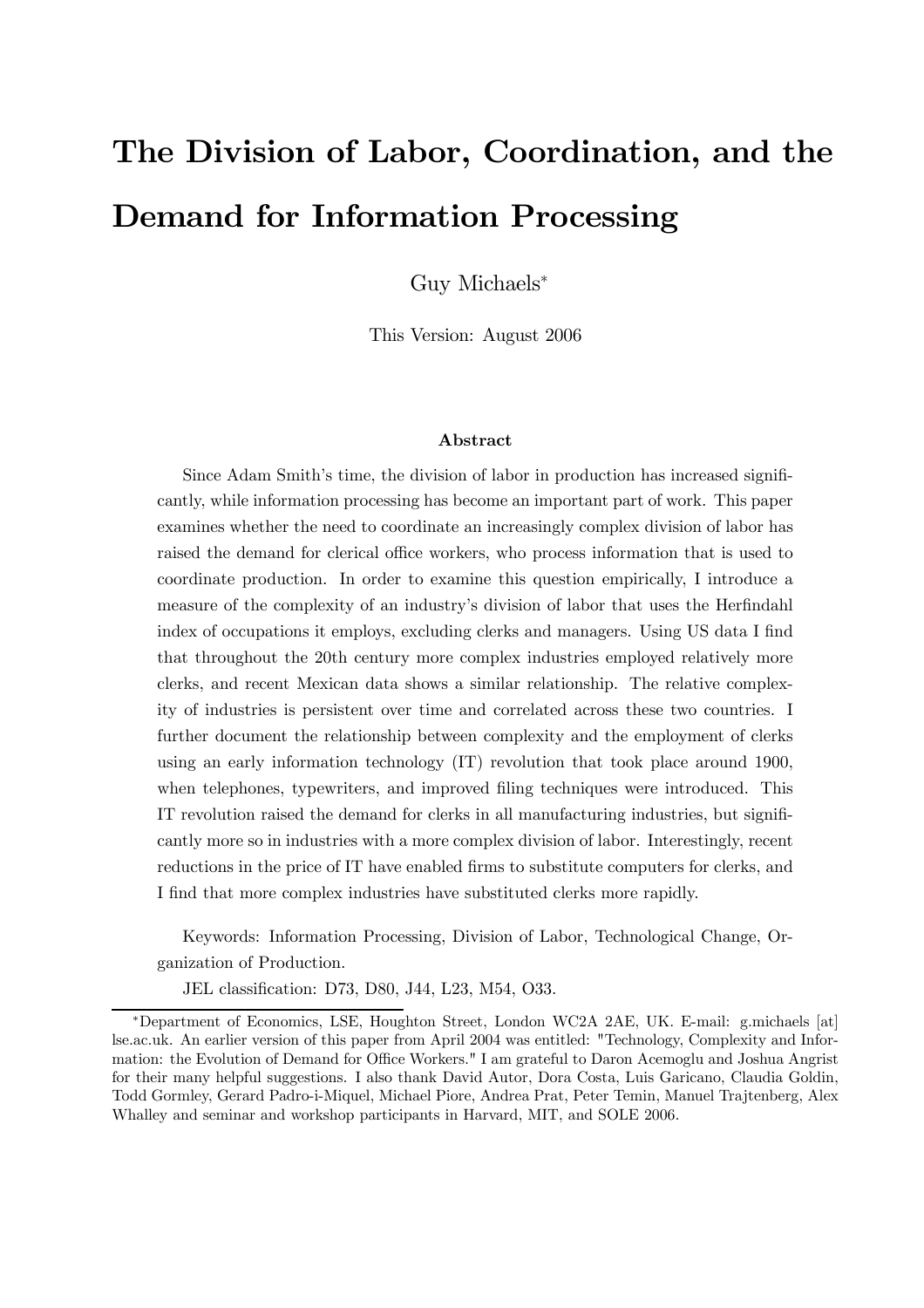# The Division of Labor, Coordination, and the Demand for Information Processing

Guy Michaels*

This Version: August 2006

### Abstract

Since Adam Smith's time, the division of labor in production has increased significantly, while information processing has become an important part of work. This paper examines whether the need to coordinate an increasingly complex division of labor has raised the demand for clerical office workers, who process information that is used to coordinate production. In order to examine this question empirically, I introduce a measure of the complexity of an industry's division of labor that uses the Herfindahl index of occupations it employs, excluding clerks and managers. Using US data I find that throughout the 20th century more complex industries employed relatively more clerks, and recent Mexican data shows a similar relationship. The relative complexity of industries is persistent over time and correlated across these two countries. I further document the relationship between complexity and the employment of clerks using an early information technology (IT) revolution that took place around 1900, when telephones, typewriters, and improved filing techniques were introduced. This IT revolution raised the demand for clerks in all manufacturing industries, but significantly more so in industries with a more complex division of labor. Interestingly, recent reductions in the price of IT have enabled firms to substitute computers for clerks, and I find that more complex industries have substituted clerks more rapidly.

Keywords: Information Processing, Division of Labor, Technological Change, Organization of Production.

JEL classification: D73, D80, J44, L23, M54, O33.

---

*Department of Economics, LSE, Houghton Street, London WC2A 2AE, UK. E-mail: g.michaels [at] lse.ac.uk. An earlier version of this paper from April 2004 was entitled: "Technology, Complexity and Information: the Evolution of Demand for Office Workers." I am grateful to Daron Acemoglu and Joshua Angrist for their many helpful suggestions. I also thank David Autor, Dora Costa, Luis Garicano, Claudia Goldin, Todd Gormley, Gerard Padro-i-Miquel, Michael Piore, Andrea Prat, Peter Temin, Manuel Trajtenberg, Alex Whalley and seminar and workshop participants in Harvard, MIT, and SOLE 2006.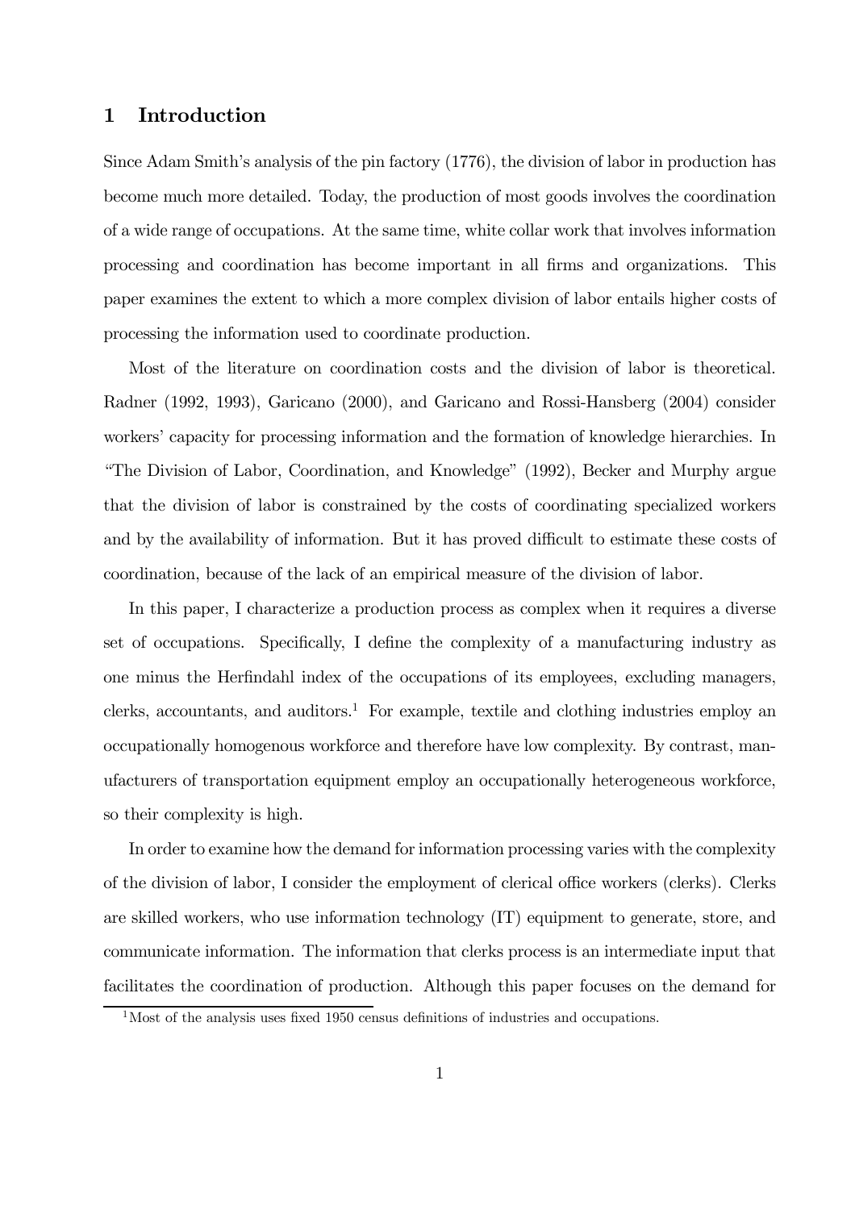# 1 Introduction

Since Adam Smith's analysis of the pin factory (1776), the division of labor in production has become much more detailed. Today, the production of most goods involves the coordination of a wide range of occupations. At the same time, white collar work that involves information processing and coordination has become important in all firms and organizations. This paper examines the extent to which a more complex division of labor entails higher costs of processing the information used to coordinate production.

Most of the literature on coordination costs and the division of labor is theoretical. Radner (1992, 1993), Garicano (2000), and Garicano and Rossi-Hansberg (2004) consider workers' capacity for processing information and the formation of knowledge hierarchies. In "The Division of Labor, Coordination, and Knowledge" (1992), Becker and Murphy argue that the division of labor is constrained by the costs of coordinating specialized workers and by the availability of information. But it has proved difficult to estimate these costs of coordination, because of the lack of an empirical measure of the division of labor.

In this paper, I characterize a production process as complex when it requires a diverse set of occupations. Specifically, I define the complexity of a manufacturing industry as one minus the Herfindahl index of the occupations of its employees, excluding managers, clerks, accountants, and auditors.[1] For example, textile and clothing industries employ an occupationally homogenous workforce and therefore have low complexity. By contrast, manufacturers of transportation equipment employ an occupationally heterogeneous workforce, so their complexity is high.

In order to examine how the demand for information processing varies with the complexity of the division of labor, I consider the employment of clerical office workers (clerks). Clerks are skilled workers, who use information technology (IT) equipment to generate, store, and communicate information. The information that clerks process is an intermediate input that facilitates the coordination of production. Although this paper focuses on the demand for

[1] Most of the analysis uses fixed 1950 census definitions of industries and occupations.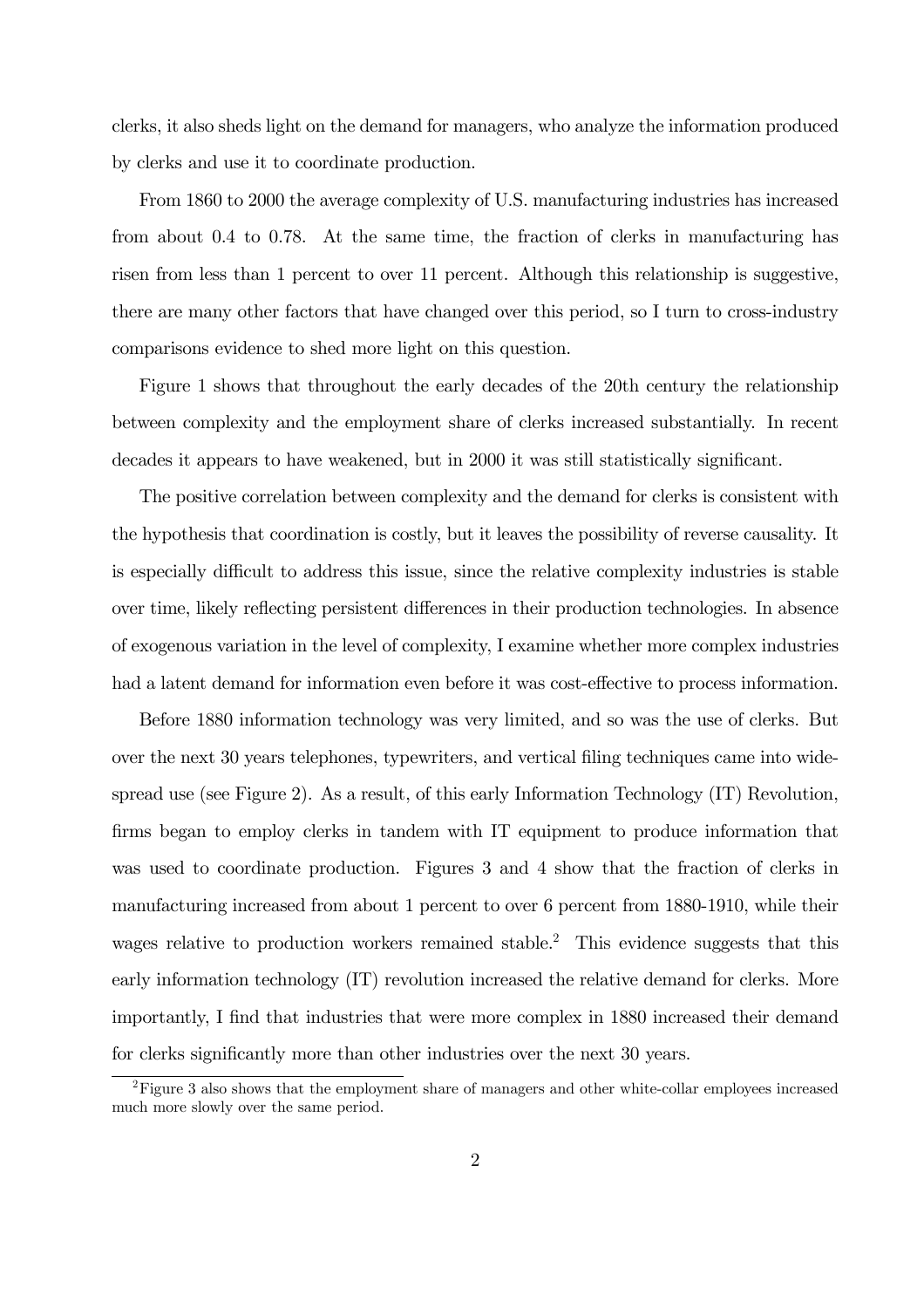clerks, it also sheds light on the demand for managers, who analyze the information produced by clerks and use it to coordinate production.

From 1860 to 2000 the average complexity of U.S. manufacturing industries has increased from about 0.4 to 0.78. At the same time, the fraction of clerks in manufacturing has risen from less than 1 percent to over 11 percent. Although this relationship is suggestive, there are many other factors that have changed over this period, so I turn to cross-industry comparisons evidence to shed more light on this question.

Figure 1 shows that throughout the early decades of the 20th century the relationship between complexity and the employment share of clerks increased substantially. In recent decades it appears to have weakened, but in 2000 it was still statistically significant.

The positive correlation between complexity and the demand for clerks is consistent with the hypothesis that coordination is costly, but it leaves the possibility of reverse causality. It is especially difficult to address this issue, since the relative complexity industries is stable over time, likely reflecting persistent differences in their production technologies. In absence of exogenous variation in the level of complexity, I examine whether more complex industries had a latent demand for information even before it was cost-effective to process information.

Before 1880 information technology was very limited, and so was the use of clerks. But over the next 30 years telephones, typewriters, and vertical filing techniques came into widespread use (see Figure 2). As a result, of this early Information Technology (IT) Revolution, firms began to employ clerks in tandem with IT equipment to produce information that was used to coordinate production. Figures 3 and 4 show that the fraction of clerks in manufacturing increased from about 1 percent to over 6 percent from 1880-1910, while their wages relative to production workers remained stable.[2] This evidence suggests that this early information technology (IT) revolution increased the relative demand for clerks. More importantly, I find that industries that were more complex in 1880 increased their demand for clerks significantly more than other industries over the next 30 years.

[2]Figure 3 also shows that the employment share of managers and other white-collar employees increased much more slowly over the same period.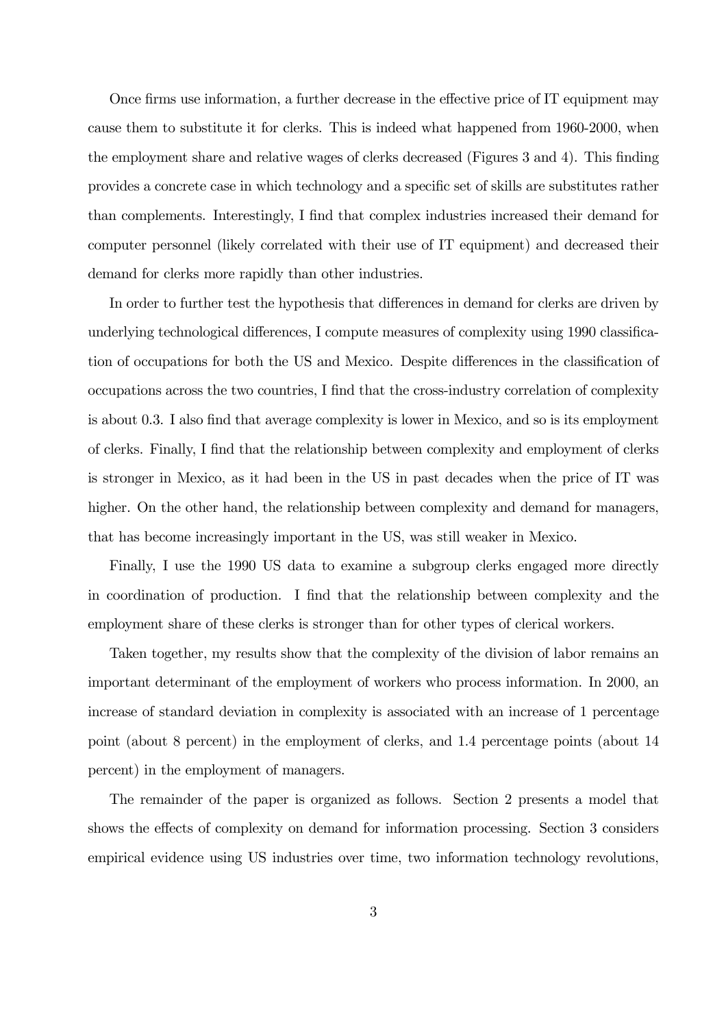Once firms use information, a further decrease in the effective price of IT equipment may cause them to substitute it for clerks. This is indeed what happened from 1960-2000, when the employment share and relative wages of clerks decreased (Figures 3 and 4). This finding provides a concrete case in which technology and a specific set of skills are substitutes rather than complements. Interestingly, I find that complex industries increased their demand for computer personnel (likely correlated with their use of IT equipment) and decreased their demand for clerks more rapidly than other industries.

In order to further test the hypothesis that differences in demand for clerks are driven by underlying technological differences, I compute measures of complexity using 1990 classification of occupations for both the US and Mexico. Despite differences in the classification of occupations across the two countries, I find that the cross-industry correlation of complexity is about 0.3. I also find that average complexity is lower in Mexico, and so is its employment of clerks. Finally, I find that the relationship between complexity and employment of clerks is stronger in Mexico, as it had been in the US in past decades when the price of IT was higher. On the other hand, the relationship between complexity and demand for managers, that has become increasingly important in the US, was still weaker in Mexico.

Finally, I use the 1990 US data to examine a subgroup clerks engaged more directly in coordination of production. I find that the relationship between complexity and the employment share of these clerks is stronger than for other types of clerical workers.

Taken together, my results show that the complexity of the division of labor remains an important determinant of the employment of workers who process information. In 2000, an increase of standard deviation in complexity is associated with an increase of 1 percentage point (about 8 percent) in the employment of clerks, and 1.4 percentage points (about 14 percent) in the employment of managers.

The remainder of the paper is organized as follows. Section 2 presents a model that shows the effects of complexity on demand for information processing. Section 3 considers empirical evidence using US industries over time, two information technology revolutions,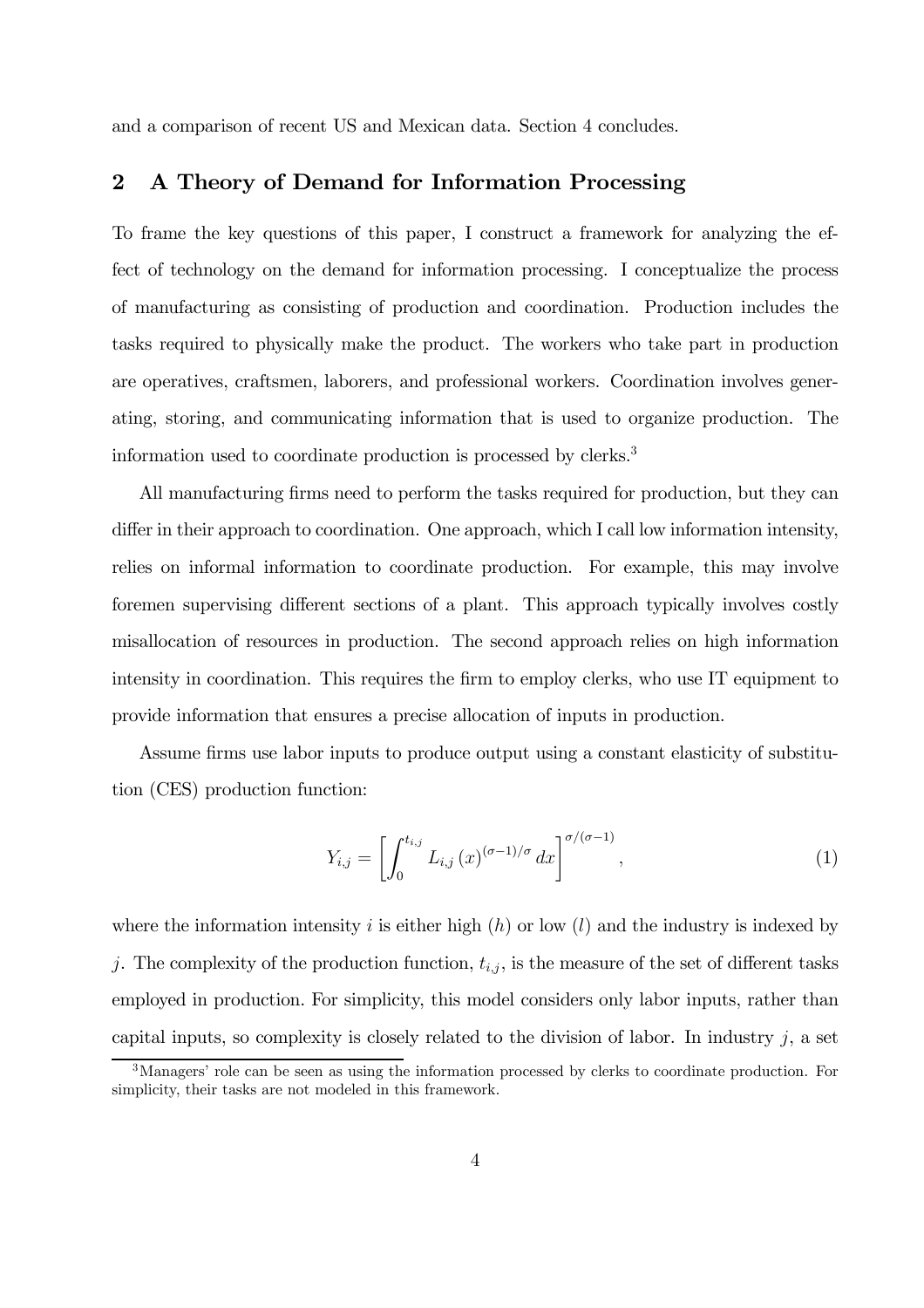and a comparison of recent US and Mexican data. Section 4 concludes.

## 2 A Theory of Demand for Information Processing

To frame the key questions of this paper, I construct a framework for analyzing the effect of technology on the demand for information processing. I conceptualize the process of manufacturing as consisting of production and coordination. Production includes the tasks required to physically make the product. The workers who take part in production are operatives, craftsmen, laborers, and professional workers. Coordination involves generating, storing, and communicating information that is used to organize production. The information used to coordinate production is processed by clerks.[3]

All manufacturing firms need to perform the tasks required for production, but they can differ in their approach to coordination. One approach, which I call low information intensity, relies on informal information to coordinate production. For example, this may involve foremen supervising different sections of a plant. This approach typically involves costly misallocation of resources in production. The second approach relies on high information intensity in coordination. This requires the firm to employ clerks, who use IT equipment to provide information that ensures a precise allocation of inputs in production.

Assume firms use labor inputs to produce output using a constant elasticity of substitution (CES) production function:

$$Y_{i,j} = \left[ \int_0^{t_{i,j}} L_{i,j}\left(x\right)^{(\sigma-1)/\sigma} dx \right]^{\sigma/(\sigma-1)}, \tag{1}$$

where the information intensity $i$ is either high ($h$) or low ($l$) and the industry is indexed by $j$. The complexity of the production function, $t_{i,j}$, is the measure of the set of different tasks employed in production. For simplicity, this model considers only labor inputs, rather than capital inputs, so complexity is closely related to the division of labor. In industry $j$, a set

[3] Managers' role can be seen as using the information processed by clerks to coordinate production. For simplicity, their tasks are not modeled in this framework.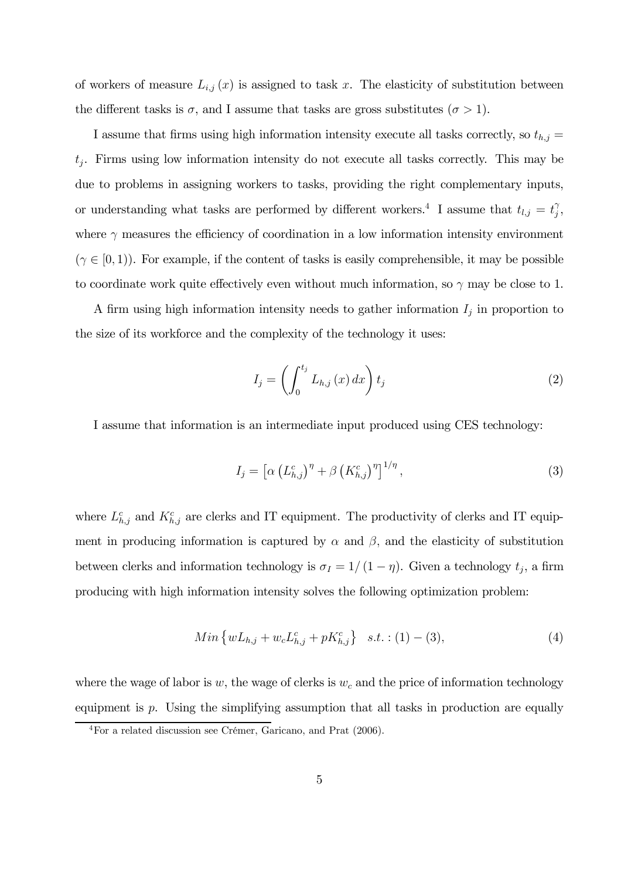of workers of measure $L_{i,j}(x)$ is assigned to task $x$. The elasticity of substitution between the different tasks is $\sigma$, and I assume that tasks are gross substitutes ($\sigma > 1$).

I assume that firms using high information intensity execute all tasks correctly, so $t_{h,j} = t_j$. Firms using low information intensity do not execute all tasks correctly. This may be due to problems in assigning workers to tasks, providing the right complementary inputs, or understanding what tasks are performed by different workers.[4] I assume that $t_{l,j} = t_j^{\gamma}$, where $\gamma$ measures the efficiency of coordination in a low information intensity environment ($\gamma \in [0, 1)$). For example, if the content of tasks is easily comprehensible, it may be possible to coordinate work quite effectively even without much information, so $\gamma$ may be close to 1.

A firm using high information intensity needs to gather information $I_j$ in proportion to the size of its workforce and the complexity of the technology it uses:

$$I_j = \left( \int_0^{t_j} L_{h,j}(x)\, dx \right) t_j \tag{2}$$

I assume that information is an intermediate input produced using CES technology:

$$I_j = \left[ \alpha \left( L_{h,j}^c \right)^{\eta} + \beta \left( K_{h,j}^c \right)^{\eta} \right]^{1/\eta}, \tag{3}$$

where $L_{h,j}^c$ and $K_{h,j}^c$ are clerks and IT equipment. The productivity of clerks and IT equipment in producing information is captured by $\alpha$ and $\beta$, and the elasticity of substitution between clerks and information technology is $\sigma_I = 1/(1-\eta)$. Given a technology $t_j$, a firm producing with high information intensity solves the following optimization problem:

$$Min \left\{ wL_{h,j} + w_c L_{h,j}^c + pK_{h,j}^c \right\} \quad s.t. : (1) - (3), \tag{4}$$

where the wage of labor is $w$, the wage of clerks is $w_c$ and the price of information technology equipment is $p$. Using the simplifying assumption that all tasks in production are equally

[4] For a related discussion see Crémer, Garicano, and Prat (2006).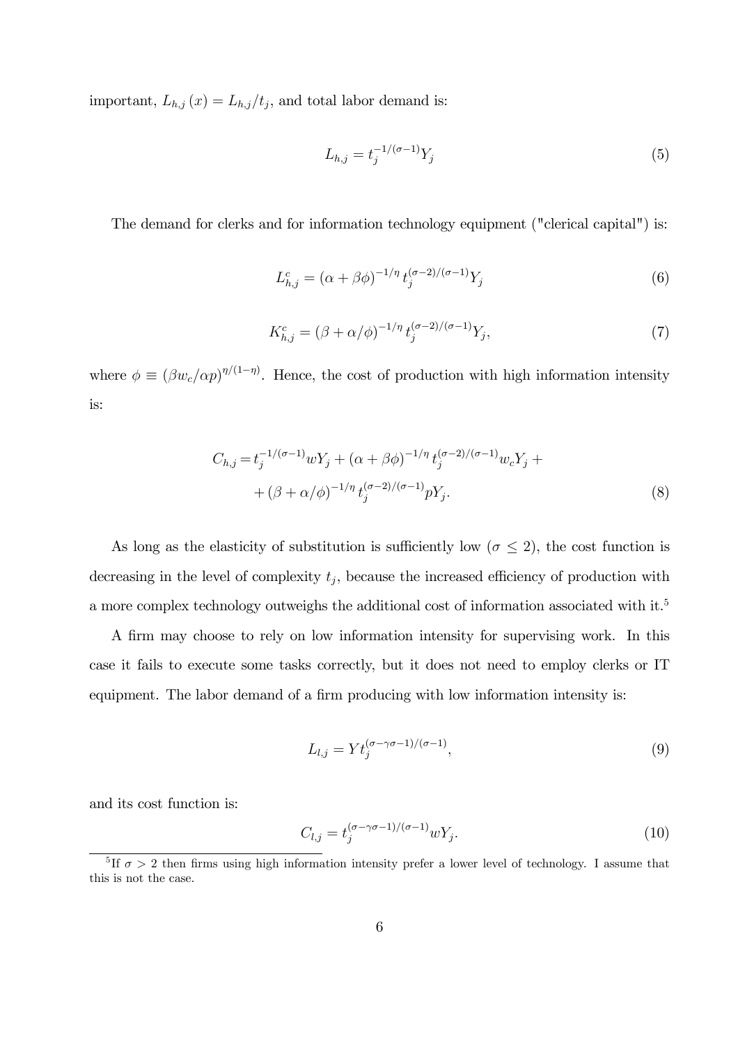important, $L_{h,j}(x) = L_{h,j}/t_j$, and total labor demand is:

$$L_{h,j} = t_j^{-1/(\sigma-1)} Y_j \tag{5}$$

The demand for clerks and for information technology equipment ("clerical capital") is:

$$L_{h,j}^c = (\alpha + \beta\phi)^{-1/\eta} t_j^{(\sigma-2)/(\sigma-1)} Y_j \tag{6}$$

$$K_{h,j}^c = (\beta + \alpha/\phi)^{-1/\eta} t_j^{(\sigma-2)/(\sigma-1)} Y_j, \tag{7}$$

where $\phi \equiv (\beta w_c/\alpha p)^{\eta/(1-\eta)}$. Hence, the cost of production with high information intensity is:

$$\begin{aligned} C_{h,j} = & \, t_j^{-1/(\sigma-1)} w Y_j + (\alpha + \beta\phi)^{-1/\eta} t_j^{(\sigma-2)/(\sigma-1)} w_c Y_j + \\ & + (\beta + \alpha/\phi)^{-1/\eta} t_j^{(\sigma-2)/(\sigma-1)} p Y_j. \end{aligned} \tag{8}$$

As long as the elasticity of substitution is sufficiently low ($\sigma \leq 2$), the cost function is decreasing in the level of complexity $t_j$, because the increased efficiency of production with a more complex technology outweighs the additional cost of information associated with it.[5]

A firm may choose to rely on low information intensity for supervising work. In this case it fails to execute some tasks correctly, but it does not need to employ clerks or IT equipment. The labor demand of a firm producing with low information intensity is:

$$L_{l,j} = Y t_j^{(\sigma-\gamma\sigma-1)/(\sigma-1)}, \tag{9}$$

and its cost function is:

$$C_{l,j} = t_j^{(\sigma-\gamma\sigma-1)/(\sigma-1)} w Y_j. \tag{10}$$

[5] If $\sigma > 2$ then firms using high information intensity prefer a lower level of technology. I assume that this is not the case.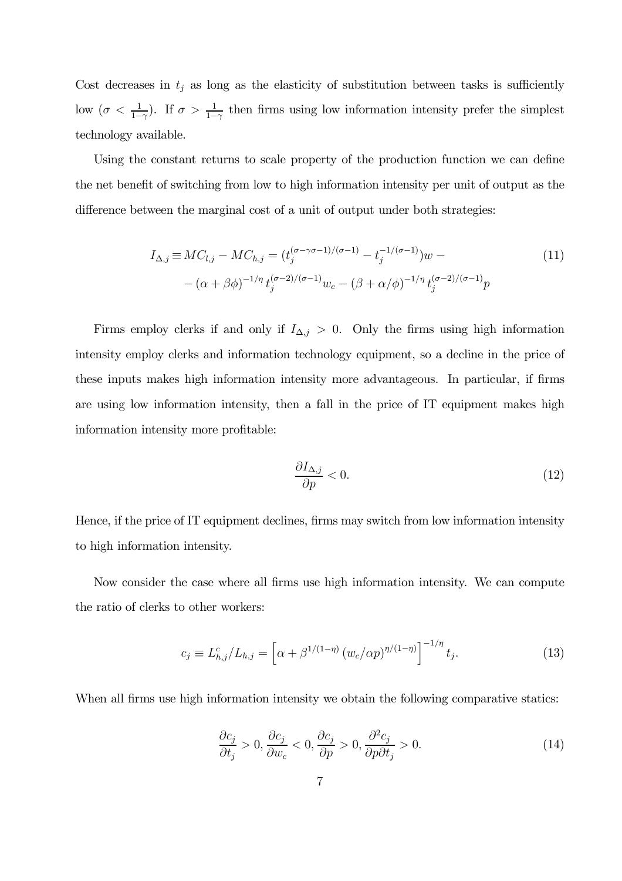Cost decreases in $t_j$ as long as the elasticity of substitution between tasks is sufficiently low ($\sigma < \frac{1}{1-\gamma}$). If $\sigma > \frac{1}{1-\gamma}$ then firms using low information intensity prefer the simplest technology available.

Using the constant returns to scale property of the production function we can define the net benefit of switching from low to high information intensity per unit of output as the difference between the marginal cost of a unit of output under both strategies:

$$
\begin{aligned}
I_{\Delta,j} \equiv MC_{l,j} - MC_{h,j} = (t_j^{(\sigma-\gamma\sigma-1)/(\sigma-1)} - t_j^{-1/(\sigma-1)})w - \\
- (\alpha + \beta\phi)^{-1/\eta} t_j^{(\sigma-2)/(\sigma-1)} w_c - (\beta + \alpha/\phi)^{-1/\eta} t_j^{(\sigma-2)/(\sigma-1)} p
\end{aligned}
\tag{11}
$$

Firms employ clerks if and only if $I_{\Delta,j} > 0$. Only the firms using high information intensity employ clerks and information technology equipment, so a decline in the price of these inputs makes high information intensity more advantageous. In particular, if firms are using low information intensity, then a fall in the price of IT equipment makes high information intensity more profitable:

$$
\frac{\partial I_{\Delta,j}}{\partial p} < 0. \tag{12}
$$

Hence, if the price of IT equipment declines, firms may switch from low information intensity to high information intensity.

Now consider the case where all firms use high information intensity. We can compute the ratio of clerks to other workers:

$$
c_j \equiv L_{h,j}^c / L_{h,j} = \left[ \alpha + \beta^{1/(1-\eta)} \left( w_c/\alpha p \right)^{\eta/(1-\eta)} \right]^{-1/\eta} t_j. \tag{13}
$$

When all firms use high information intensity we obtain the following comparative statics:

$$
\frac{\partial c_j}{\partial t_j} > 0, \frac{\partial c_j}{\partial w_c} < 0, \frac{\partial c_j}{\partial p} > 0, \frac{\partial^2 c_j}{\partial p \partial t_j} > 0. \tag{14}
$$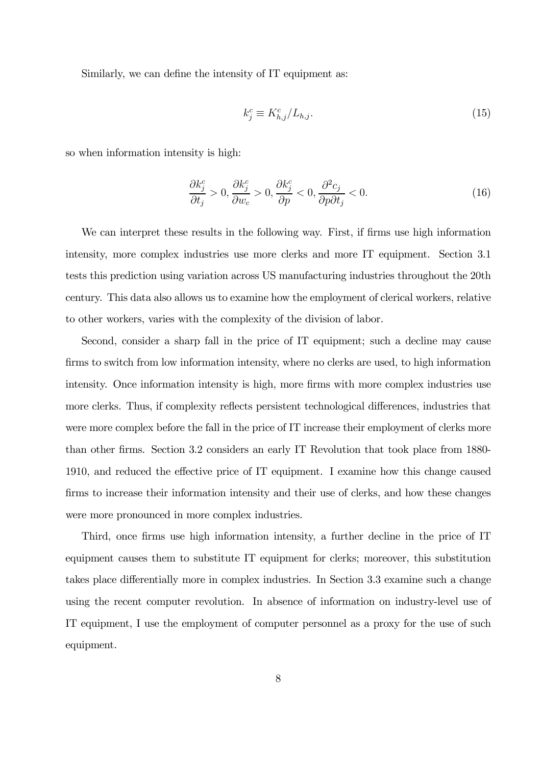Similarly, we can define the intensity of IT equipment as:

$$k_j^c \equiv K_{h,j}^c / L_{h,j}. \tag{15}$$

so when information intensity is high:

$$\frac{\partial k_j^c}{\partial t_j} > 0, \frac{\partial k_j^c}{\partial w_c} > 0, \frac{\partial k_j^c}{\partial p} < 0, \frac{\partial^2 c_j}{\partial p \partial t_j} < 0. \tag{16}$$

We can interpret these results in the following way. First, if firms use high information intensity, more complex industries use more clerks and more IT equipment. Section 3.1 tests this prediction using variation across US manufacturing industries throughout the 20th century. This data also allows us to examine how the employment of clerical workers, relative to other workers, varies with the complexity of the division of labor.

Second, consider a sharp fall in the price of IT equipment; such a decline may cause firms to switch from low information intensity, where no clerks are used, to high information intensity. Once information intensity is high, more firms with more complex industries use more clerks. Thus, if complexity reflects persistent technological differences, industries that were more complex before the fall in the price of IT increase their employment of clerks more than other firms. Section 3.2 considers an early IT Revolution that took place from 1880-1910, and reduced the effective price of IT equipment. I examine how this change caused firms to increase their information intensity and their use of clerks, and how these changes were more pronounced in more complex industries.

Third, once firms use high information intensity, a further decline in the price of IT equipment causes them to substitute IT equipment for clerks; moreover, this substitution takes place differentially more in complex industries. In Section 3.3 examine such a change using the recent computer revolution. In absence of information on industry-level use of IT equipment, I use the employment of computer personnel as a proxy for the use of such equipment.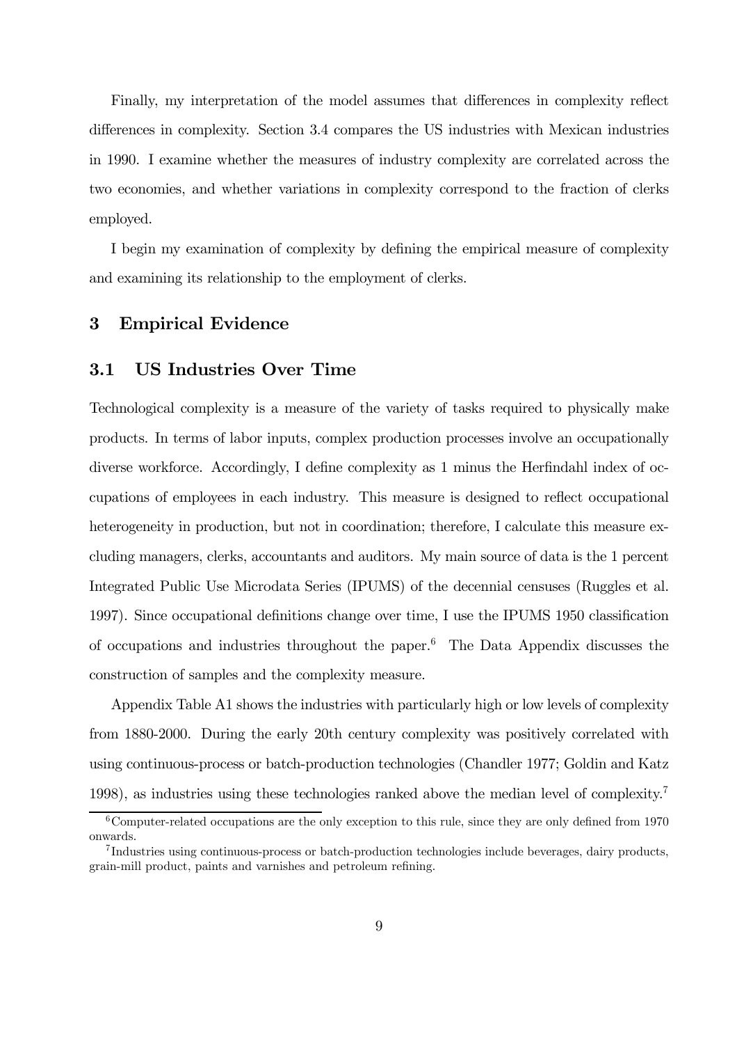Finally, my interpretation of the model assumes that differences in complexity reflect differences in complexity. Section 3.4 compares the US industries with Mexican industries in 1990. I examine whether the measures of industry complexity are correlated across the two economies, and whether variations in complexity correspond to the fraction of clerks employed.

I begin my examination of complexity by defining the empirical measure of complexity and examining its relationship to the employment of clerks.

# 3 Empirical Evidence

## 3.1 US Industries Over Time

Technological complexity is a measure of the variety of tasks required to physically make products. In terms of labor inputs, complex production processes involve an occupationally diverse workforce. Accordingly, I define complexity as 1 minus the Herfindahl index of occupations of employees in each industry. This measure is designed to reflect occupational heterogeneity in production, but not in coordination; therefore, I calculate this measure excluding managers, clerks, accountants and auditors. My main source of data is the 1 percent Integrated Public Use Microdata Series (IPUMS) of the decennial censuses (Ruggles et al. 1997). Since occupational definitions change over time, I use the IPUMS 1950 classification of occupations and industries throughout the paper.[6] The Data Appendix discusses the construction of samples and the complexity measure.

Appendix Table A1 shows the industries with particularly high or low levels of complexity from 1880-2000. During the early 20th century complexity was positively correlated with using continuous-process or batch-production technologies (Chandler 1977; Goldin and Katz 1998), as industries using these technologies ranked above the median level of complexity.[7]

[6] Computer-related occupations are the only exception to this rule, since they are only defined from 1970 onwards.

[7] Industries using continuous-process or batch-production technologies include beverages, dairy products, grain-mill product, paints and varnishes and petroleum refining.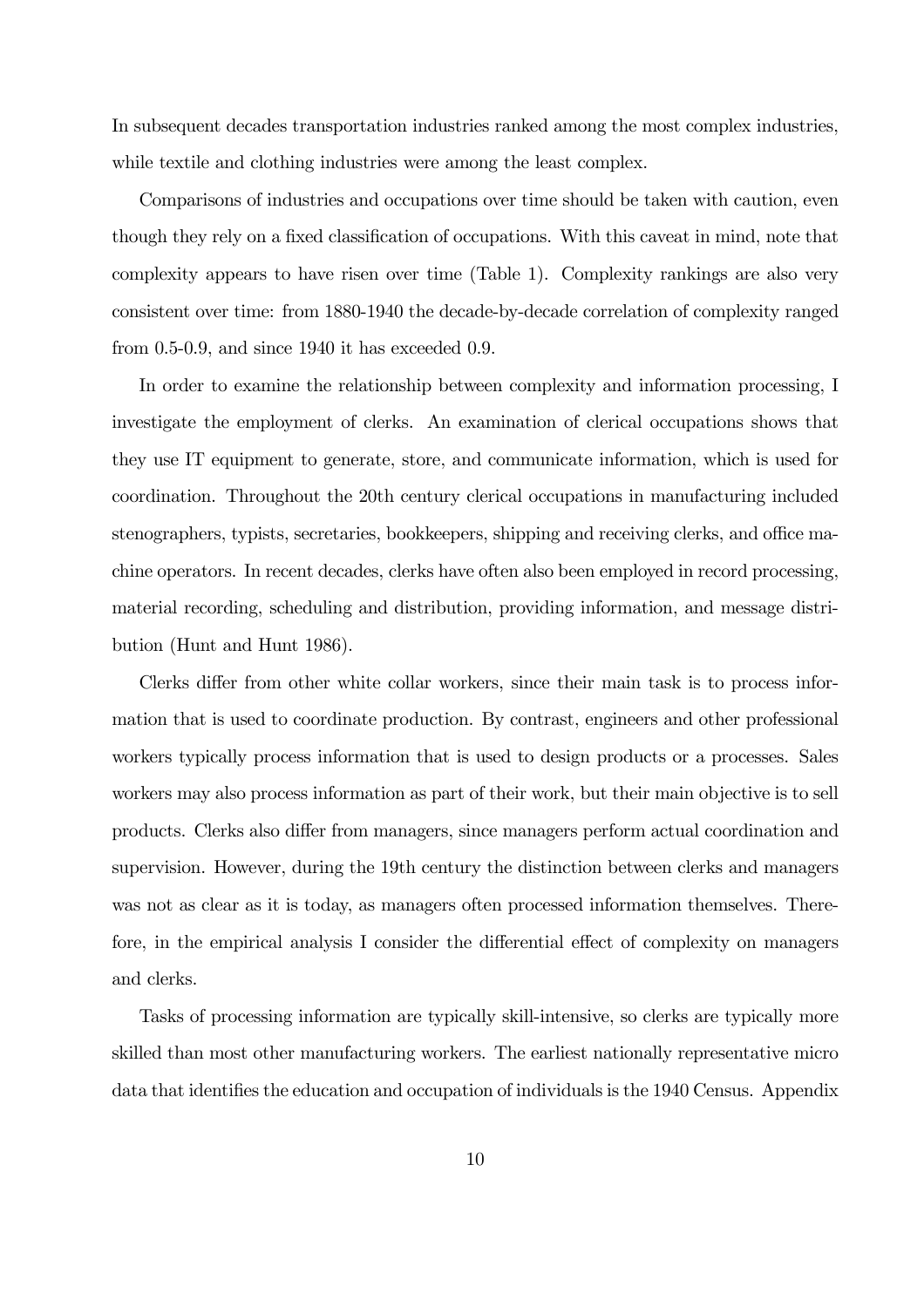In subsequent decades transportation industries ranked among the most complex industries, while textile and clothing industries were among the least complex.

Comparisons of industries and occupations over time should be taken with caution, even though they rely on a fixed classification of occupations. With this caveat in mind, note that complexity appears to have risen over time (Table 1). Complexity rankings are also very consistent over time: from 1880-1940 the decade-by-decade correlation of complexity ranged from 0.5-0.9, and since 1940 it has exceeded 0.9.

In order to examine the relationship between complexity and information processing, I investigate the employment of clerks. An examination of clerical occupations shows that they use IT equipment to generate, store, and communicate information, which is used for coordination. Throughout the 20th century clerical occupations in manufacturing included stenographers, typists, secretaries, bookkeepers, shipping and receiving clerks, and office machine operators. In recent decades, clerks have often also been employed in record processing, material recording, scheduling and distribution, providing information, and message distribution (Hunt and Hunt 1986).

Clerks differ from other white collar workers, since their main task is to process information that is used to coordinate production. By contrast, engineers and other professional workers typically process information that is used to design products or a processes. Sales workers may also process information as part of their work, but their main objective is to sell products. Clerks also differ from managers, since managers perform actual coordination and supervision. However, during the 19th century the distinction between clerks and managers was not as clear as it is today, as managers often processed information themselves. Therefore, in the empirical analysis I consider the differential effect of complexity on managers and clerks.

Tasks of processing information are typically skill-intensive, so clerks are typically more skilled than most other manufacturing workers. The earliest nationally representative micro data that identifies the education and occupation of individuals is the 1940 Census. Appendix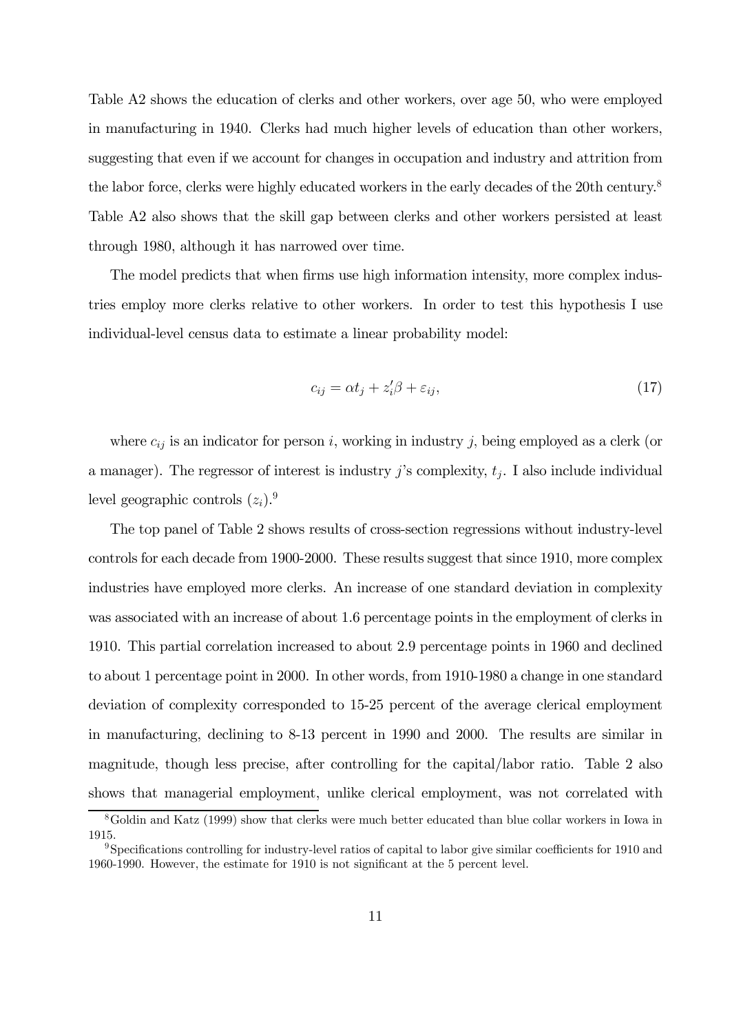Table A2 shows the education of clerks and other workers, over age 50, who were employed in manufacturing in 1940. Clerks had much higher levels of education than other workers, suggesting that even if we account for changes in occupation and industry and attrition from the labor force, clerks were highly educated workers in the early decades of the 20th century.[8] Table A2 also shows that the skill gap between clerks and other workers persisted at least through 1980, although it has narrowed over time.

The model predicts that when firms use high information intensity, more complex industries employ more clerks relative to other workers. In order to test this hypothesis I use individual-level census data to estimate a linear probability model:

$$c_{ij} = \alpha t_j + z_i' \beta + \varepsilon_{ij}, \tag{17}$$

where $c_{ij}$ is an indicator for person $i$, working in industry $j$, being employed as a clerk (or a manager). The regressor of interest is industry $j$'s complexity, $t_j$. I also include individual level geographic controls $(z_i)$.[9]

The top panel of Table 2 shows results of cross-section regressions without industry-level controls for each decade from 1900-2000. These results suggest that since 1910, more complex industries have employed more clerks. An increase of one standard deviation in complexity was associated with an increase of about 1.6 percentage points in the employment of clerks in 1910. This partial correlation increased to about 2.9 percentage points in 1960 and declined to about 1 percentage point in 2000. In other words, from 1910-1980 a change in one standard deviation of complexity corresponded to 15-25 percent of the average clerical employment in manufacturing, declining to 8-13 percent in 1990 and 2000. The results are similar in magnitude, though less precise, after controlling for the capital/labor ratio. Table 2 also shows that managerial employment, unlike clerical employment, was not correlated with

[8] Goldin and Katz (1999) show that clerks were much better educated than blue collar workers in Iowa in 1915.

[9] Specifications controlling for industry-level ratios of capital to labor give similar coefficients for 1910 and 1960-1990. However, the estimate for 1910 is not significant at the 5 percent level.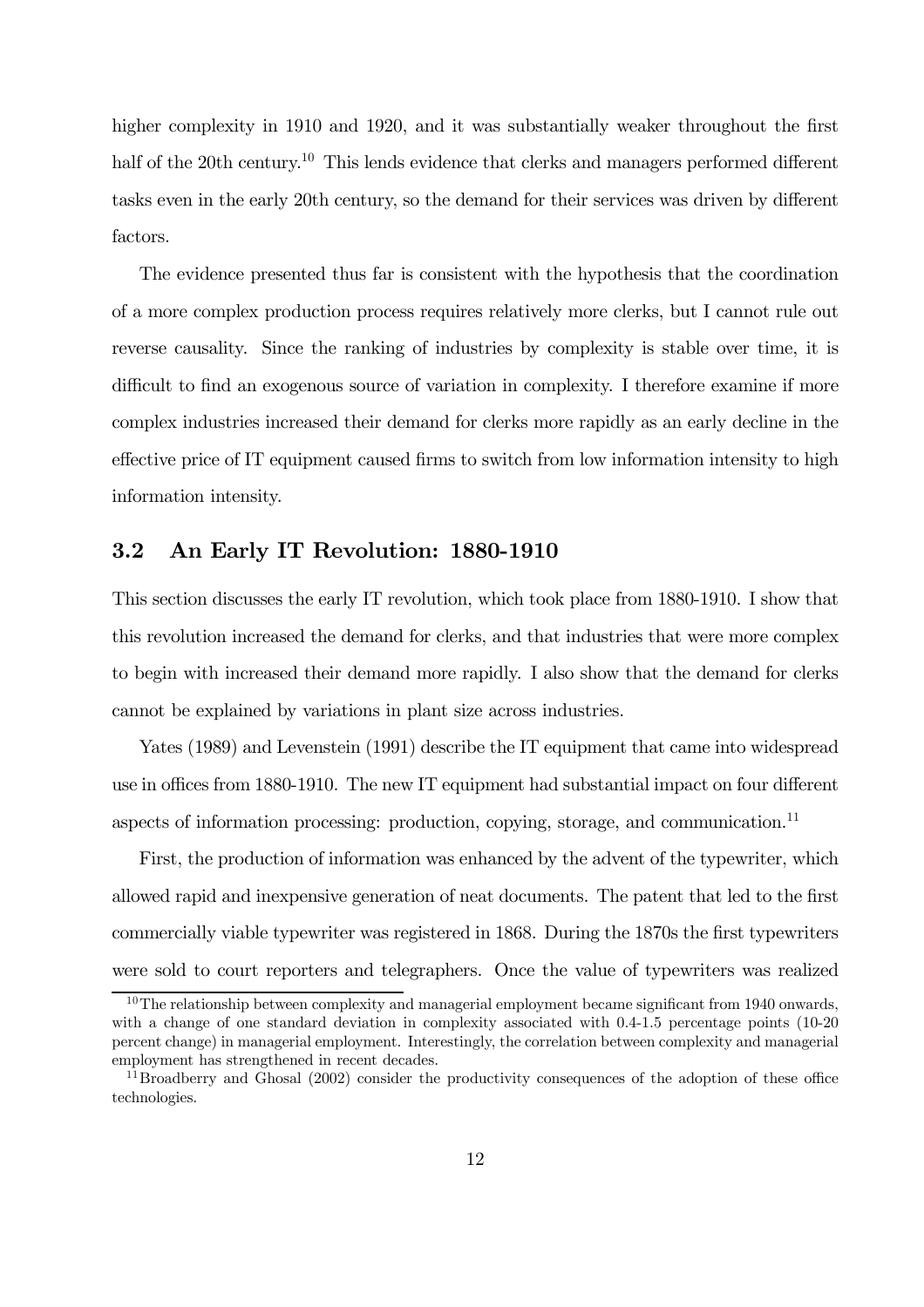higher complexity in 1910 and 1920, and it was substantially weaker throughout the first half of the 20th century.[10] This lends evidence that clerks and managers performed different tasks even in the early 20th century, so the demand for their services was driven by different factors.

The evidence presented thus far is consistent with the hypothesis that the coordination of a more complex production process requires relatively more clerks, but I cannot rule out reverse causality. Since the ranking of industries by complexity is stable over time, it is difficult to find an exogenous source of variation in complexity. I therefore examine if more complex industries increased their demand for clerks more rapidly as an early decline in the effective price of IT equipment caused firms to switch from low information intensity to high information intensity.

## 3.2 An Early IT Revolution: 1880-1910

This section discusses the early IT revolution, which took place from 1880-1910. I show that this revolution increased the demand for clerks, and that industries that were more complex to begin with increased their demand more rapidly. I also show that the demand for clerks cannot be explained by variations in plant size across industries.

Yates (1989) and Levenstein (1991) describe the IT equipment that came into widespread use in offices from 1880-1910. The new IT equipment had substantial impact on four different aspects of information processing: production, copying, storage, and communication.[11]

First, the production of information was enhanced by the advent of the typewriter, which allowed rapid and inexpensive generation of neat documents. The patent that led to the first commercially viable typewriter was registered in 1868. During the 1870s the first typewriters were sold to court reporters and telegraphers. Once the value of typewriters was realized

[10] The relationship between complexity and managerial employment became significant from 1940 onwards, with a change of one standard deviation in complexity associated with 0.4-1.5 percentage points (10-20 percent change) in managerial employment. Interestingly, the correlation between complexity and managerial employment has strengthened in recent decades.

[11] Broadberry and Ghosal (2002) consider the productivity consequences of the adoption of these office technologies.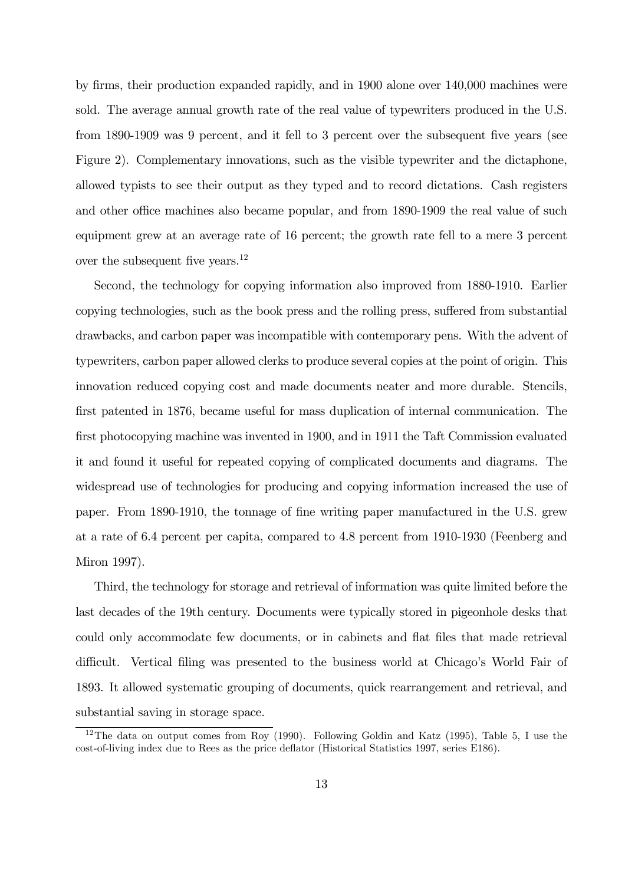by firms, their production expanded rapidly, and in 1900 alone over 140,000 machines were sold. The average annual growth rate of the real value of typewriters produced in the U.S. from 1890-1909 was 9 percent, and it fell to 3 percent over the subsequent five years (see Figure 2). Complementary innovations, such as the visible typewriter and the dictaphone, allowed typists to see their output as they typed and to record dictations. Cash registers and other office machines also became popular, and from 1890-1909 the real value of such equipment grew at an average rate of 16 percent; the growth rate fell to a mere 3 percent over the subsequent five years.[12]

Second, the technology for copying information also improved from 1880-1910. Earlier copying technologies, such as the book press and the rolling press, suffered from substantial drawbacks, and carbon paper was incompatible with contemporary pens. With the advent of typewriters, carbon paper allowed clerks to produce several copies at the point of origin. This innovation reduced copying cost and made documents neater and more durable. Stencils, first patented in 1876, became useful for mass duplication of internal communication. The first photocopying machine was invented in 1900, and in 1911 the Taft Commission evaluated it and found it useful for repeated copying of complicated documents and diagrams. The widespread use of technologies for producing and copying information increased the use of paper. From 1890-1910, the tonnage of fine writing paper manufactured in the U.S. grew at a rate of 6.4 percent per capita, compared to 4.8 percent from 1910-1930 (Feenberg and Miron 1997).

Third, the technology for storage and retrieval of information was quite limited before the last decades of the 19th century. Documents were typically stored in pigeonhole desks that could only accommodate few documents, or in cabinets and flat files that made retrieval difficult. Vertical filing was presented to the business world at Chicago's World Fair of 1893. It allowed systematic grouping of documents, quick rearrangement and retrieval, and substantial saving in storage space.

[12] The data on output comes from Roy (1990). Following Goldin and Katz (1995), Table 5, I use the cost-of-living index due to Rees as the price deflator (Historical Statistics 1997, series E186).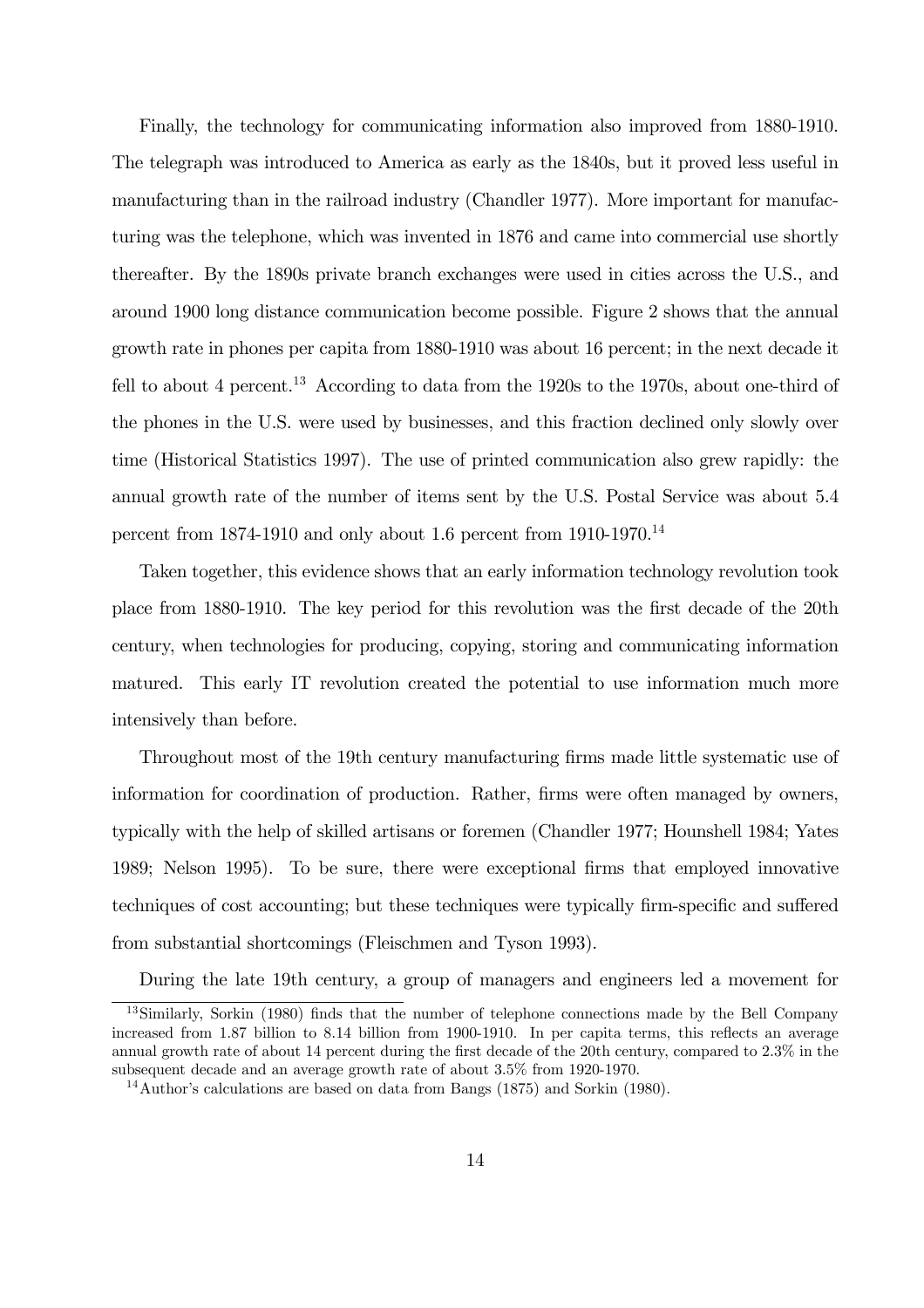Finally, the technology for communicating information also improved from 1880-1910. The telegraph was introduced to America as early as the 1840s, but it proved less useful in manufacturing than in the railroad industry (Chandler 1977). More important for manufacturing was the telephone, which was invented in 1876 and came into commercial use shortly thereafter. By the 1890s private branch exchanges were used in cities across the U.S., and around 1900 long distance communication become possible. Figure 2 shows that the annual growth rate in phones per capita from 1880-1910 was about 16 percent; in the next decade it fell to about 4 percent.[13] According to data from the 1920s to the 1970s, about one-third of the phones in the U.S. were used by businesses, and this fraction declined only slowly over time (Historical Statistics 1997). The use of printed communication also grew rapidly: the annual growth rate of the number of items sent by the U.S. Postal Service was about 5.4 percent from 1874-1910 and only about 1.6 percent from 1910-1970.[14]

Taken together, this evidence shows that an early information technology revolution took place from 1880-1910. The key period for this revolution was the first decade of the 20th century, when technologies for producing, copying, storing and communicating information matured. This early IT revolution created the potential to use information much more intensively than before.

Throughout most of the 19th century manufacturing firms made little systematic use of information for coordination of production. Rather, firms were often managed by owners, typically with the help of skilled artisans or foremen (Chandler 1977; Hounshell 1984; Yates 1989; Nelson 1995). To be sure, there were exceptional firms that employed innovative techniques of cost accounting; but these techniques were typically firm-specific and suffered from substantial shortcomings (Fleischmen and Tyson 1993).

During the late 19th century, a group of managers and engineers led a movement for

---

[13] Similarly, Sorkin (1980) finds that the number of telephone connections made by the Bell Company increased from 1.87 billion to 8.14 billion from 1900-1910. In per capita terms, this reflects an average annual growth rate of about 14 percent during the first decade of the 20th century, compared to 2.3% in the subsequent decade and an average growth rate of about 3.5% from 1920-1970.

[14] Author's calculations are based on data from Bangs (1875) and Sorkin (1980).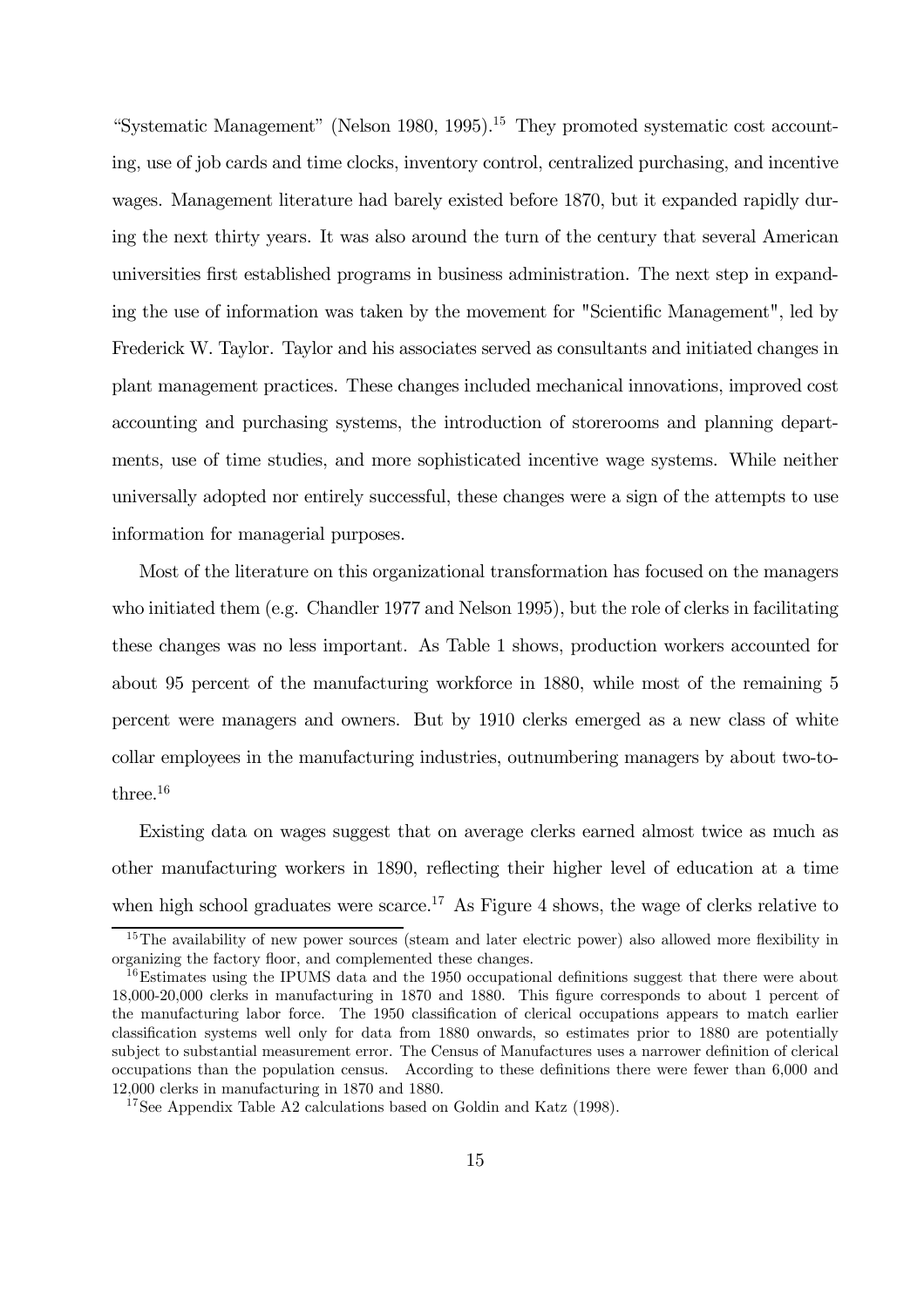"Systematic Management" (Nelson 1980, 1995).[15] They promoted systematic cost accounting, use of job cards and time clocks, inventory control, centralized purchasing, and incentive wages. Management literature had barely existed before 1870, but it expanded rapidly during the next thirty years. It was also around the turn of the century that several American universities first established programs in business administration. The next step in expanding the use of information was taken by the movement for "Scientific Management", led by Frederick W. Taylor. Taylor and his associates served as consultants and initiated changes in plant management practices. These changes included mechanical innovations, improved cost accounting and purchasing systems, the introduction of storerooms and planning departments, use of time studies, and more sophisticated incentive wage systems. While neither universally adopted nor entirely successful, these changes were a sign of the attempts to use information for managerial purposes.

Most of the literature on this organizational transformation has focused on the managers who initiated them (e.g. Chandler 1977 and Nelson 1995), but the role of clerks in facilitating these changes was no less important. As Table 1 shows, production workers accounted for about 95 percent of the manufacturing workforce in 1880, while most of the remaining 5 percent were managers and owners. But by 1910 clerks emerged as a new class of white collar employees in the manufacturing industries, outnumbering managers by about two-to-three.[16]

Existing data on wages suggest that on average clerks earned almost twice as much as other manufacturing workers in 1890, reflecting their higher level of education at a time when high school graduates were scarce.[17] As Figure 4 shows, the wage of clerks relative to

---

[15] The availability of new power sources (steam and later electric power) also allowed more flexibility in organizing the factory floor, and complemented these changes.

[16] Estimates using the IPUMS data and the 1950 occupational definitions suggest that there were about 18,000-20,000 clerks in manufacturing in 1870 and 1880. This figure corresponds to about 1 percent of the manufacturing labor force. The 1950 classification of clerical occupations appears to match earlier classification systems well only for data from 1880 onwards, so estimates prior to 1880 are potentially subject to substantial measurement error. The Census of Manufactures uses a narrower definition of clerical occupations than the population census. According to these definitions there were fewer than 6,000 and 12,000 clerks in manufacturing in 1870 and 1880.

[17] See Appendix Table A2 calculations based on Goldin and Katz (1998).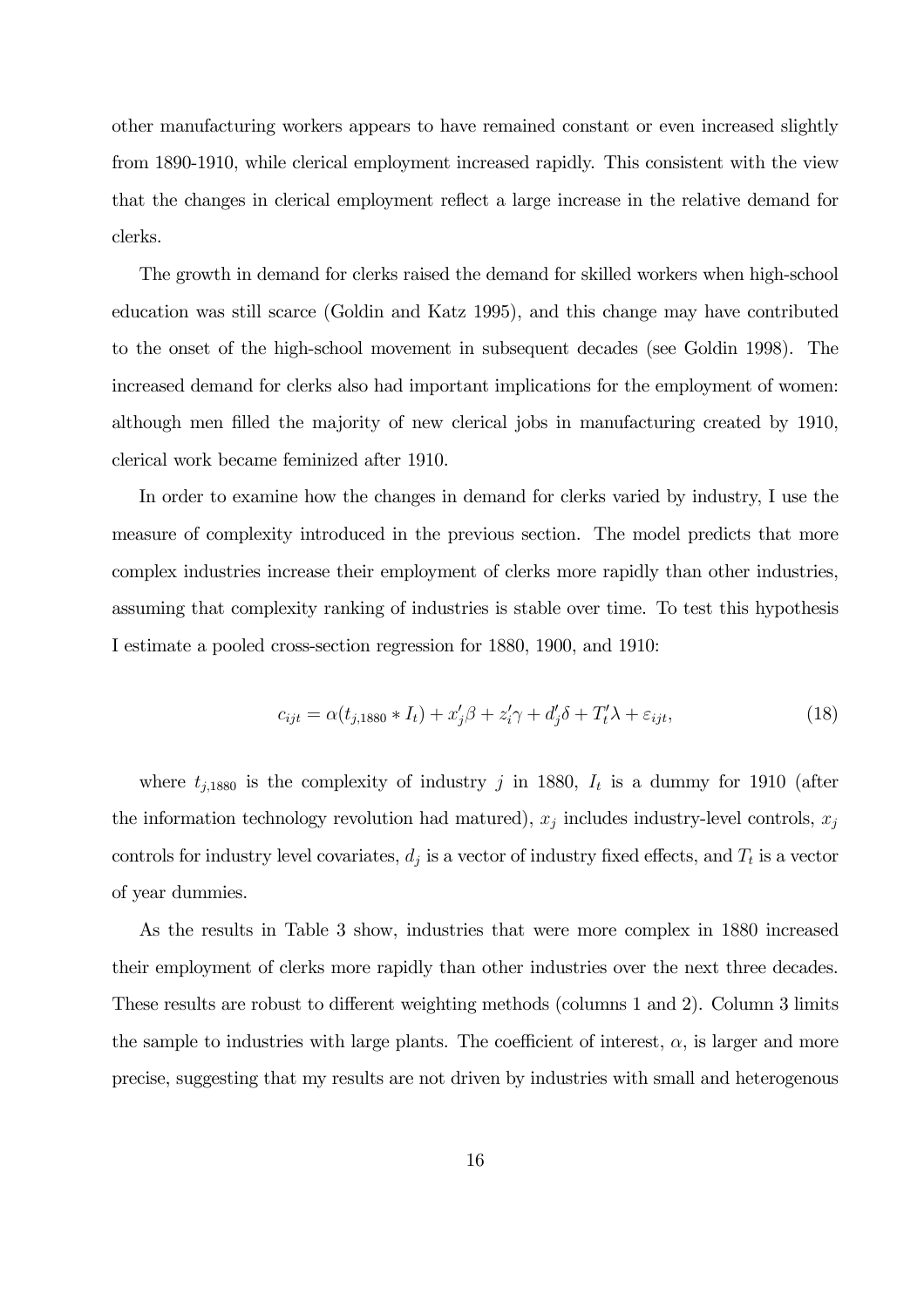other manufacturing workers appears to have remained constant or even increased slightly from 1890-1910, while clerical employment increased rapidly. This consistent with the view that the changes in clerical employment reflect a large increase in the relative demand for clerks.

The growth in demand for clerks raised the demand for skilled workers when high-school education was still scarce (Goldin and Katz 1995), and this change may have contributed to the onset of the high-school movement in subsequent decades (see Goldin 1998). The increased demand for clerks also had important implications for the employment of women: although men filled the majority of new clerical jobs in manufacturing created by 1910, clerical work became feminized after 1910.

In order to examine how the changes in demand for clerks varied by industry, I use the measure of complexity introduced in the previous section. The model predicts that more complex industries increase their employment of clerks more rapidly than other industries, assuming that complexity ranking of industries is stable over time. To test this hypothesis I estimate a pooled cross-section regression for 1880, 1900, and 1910:

$$c_{ijt} = \alpha(t_{j,1880} * I_t) + x_j'\beta + z_i'\gamma + d_j'\delta + T_t'\lambda + \varepsilon_{ijt}, \tag{18}$$

where $t_{j,1880}$ is the complexity of industry $j$ in 1880, $I_t$ is a dummy for 1910 (after the information technology revolution had matured), $x_j$ includes industry-level controls, $x_j$ controls for industry level covariates, $d_j$ is a vector of industry fixed effects, and $T_t$ is a vector of year dummies.

As the results in Table 3 show, industries that were more complex in 1880 increased their employment of clerks more rapidly than other industries over the next three decades. These results are robust to different weighting methods (columns 1 and 2). Column 3 limits the sample to industries with large plants. The coefficient of interest, $\alpha$, is larger and more precise, suggesting that my results are not driven by industries with small and heterogenous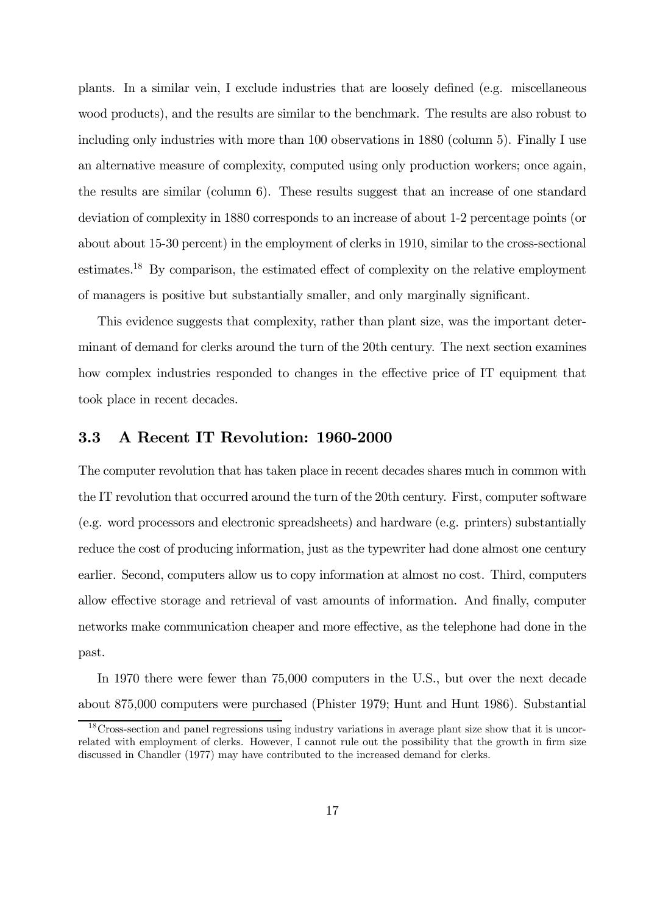plants. In a similar vein, I exclude industries that are loosely defined (e.g. miscellaneous wood products), and the results are similar to the benchmark. The results are also robust to including only industries with more than 100 observations in 1880 (column 5). Finally I use an alternative measure of complexity, computed using only production workers; once again, the results are similar (column 6). These results suggest that an increase of one standard deviation of complexity in 1880 corresponds to an increase of about 1-2 percentage points (or about about 15-30 percent) in the employment of clerks in 1910, similar to the cross-sectional estimates.[18] By comparison, the estimated effect of complexity on the relative employment of managers is positive but substantially smaller, and only marginally significant.

This evidence suggests that complexity, rather than plant size, was the important determinant of demand for clerks around the turn of the 20th century. The next section examines how complex industries responded to changes in the effective price of IT equipment that took place in recent decades.

### 3.3 A Recent IT Revolution: 1960-2000

The computer revolution that has taken place in recent decades shares much in common with the IT revolution that occurred around the turn of the 20th century. First, computer software (e.g. word processors and electronic spreadsheets) and hardware (e.g. printers) substantially reduce the cost of producing information, just as the typewriter had done almost one century earlier. Second, computers allow us to copy information at almost no cost. Third, computers allow effective storage and retrieval of vast amounts of information. And finally, computer networks make communication cheaper and more effective, as the telephone had done in the past.

In 1970 there were fewer than 75,000 computers in the U.S., but over the next decade about 875,000 computers were purchased (Phister 1979; Hunt and Hunt 1986). Substantial

[18] Cross-section and panel regressions using industry variations in average plant size show that it is uncorrelated with employment of clerks. However, I cannot rule out the possibility that the growth in firm size discussed in Chandler (1977) may have contributed to the increased demand for clerks.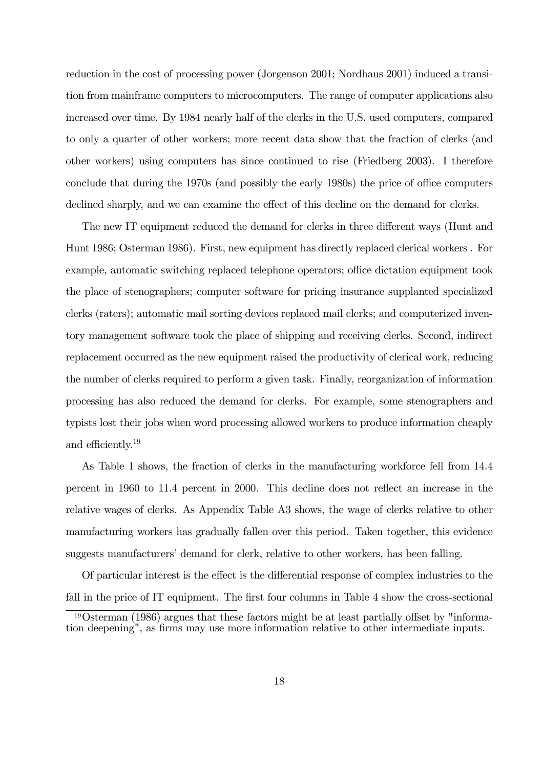reduction in the cost of processing power (Jorgenson 2001; Nordhaus 2001) induced a transition from mainframe computers to microcomputers. The range of computer applications also increased over time. By 1984 nearly half of the clerks in the U.S. used computers, compared to only a quarter of other workers; more recent data show that the fraction of clerks (and other workers) using computers has since continued to rise (Friedberg 2003). I therefore conclude that during the 1970s (and possibly the early 1980s) the price of office computers declined sharply, and we can examine the effect of this decline on the demand for clerks.

The new IT equipment reduced the demand for clerks in three different ways (Hunt and Hunt 1986; Osterman 1986). First, new equipment has directly replaced clerical workers . For example, automatic switching replaced telephone operators; office dictation equipment took the place of stenographers; computer software for pricing insurance supplanted specialized clerks (raters); automatic mail sorting devices replaced mail clerks; and computerized inventory management software took the place of shipping and receiving clerks. Second, indirect replacement occurred as the new equipment raised the productivity of clerical work, reducing the number of clerks required to perform a given task. Finally, reorganization of information processing has also reduced the demand for clerks. For example, some stenographers and typists lost their jobs when word processing allowed workers to produce information cheaply and efficiently.[19]

As Table 1 shows, the fraction of clerks in the manufacturing workforce fell from 14.4 percent in 1960 to 11.4 percent in 2000. This decline does not reflect an increase in the relative wages of clerks. As Appendix Table A3 shows, the wage of clerks relative to other manufacturing workers has gradually fallen over this period. Taken together, this evidence suggests manufacturers' demand for clerk, relative to other workers, has been falling.

Of particular interest is the effect is the differential response of complex industries to the fall in the price of IT equipment. The first four columns in Table 4 show the cross-sectional

[19] Osterman (1986) argues that these factors might be at least partially offset by "information deepening", as firms may use more information relative to other intermediate inputs.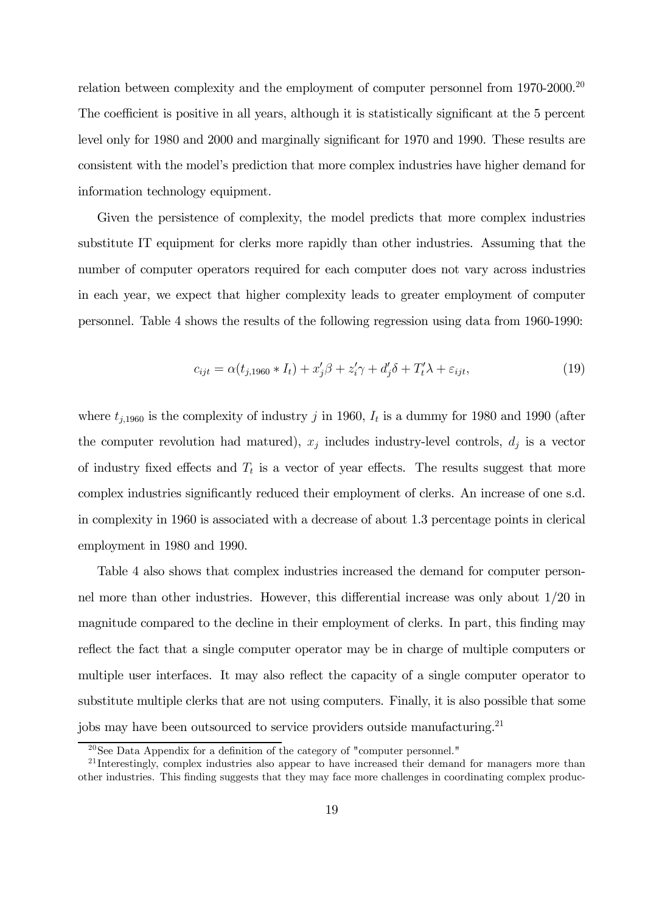relation between complexity and the employment of computer personnel from 1970-2000.[20] The coefficient is positive in all years, although it is statistically significant at the 5 percent level only for 1980 and 2000 and marginally significant for 1970 and 1990. These results are consistent with the model's prediction that more complex industries have higher demand for information technology equipment.

Given the persistence of complexity, the model predicts that more complex industries substitute IT equipment for clerks more rapidly than other industries. Assuming that the number of computer operators required for each computer does not vary across industries in each year, we expect that higher complexity leads to greater employment of computer personnel. Table 4 shows the results of the following regression using data from 1960-1990:

$$c_{ijt} = \alpha(t_{j,1960} * I_t) + x_j'\beta + z_i'\gamma + d_j'\delta + T_t'\lambda + \varepsilon_{ijt}, \tag{19}$$

where $t_{j,1960}$ is the complexity of industry $j$ in 1960, $I_t$ is a dummy for 1980 and 1990 (after the computer revolution had matured), $x_j$ includes industry-level controls, $d_j$ is a vector of industry fixed effects and $T_t$ is a vector of year effects. The results suggest that more complex industries significantly reduced their employment of clerks. An increase of one s.d. in complexity in 1960 is associated with a decrease of about 1.3 percentage points in clerical employment in 1980 and 1990.

Table 4 also shows that complex industries increased the demand for computer personnel more than other industries. However, this differential increase was only about 1/20 in magnitude compared to the decline in their employment of clerks. In part, this finding may reflect the fact that a single computer operator may be in charge of multiple computers or multiple user interfaces. It may also reflect the capacity of a single computer operator to substitute multiple clerks that are not using computers. Finally, it is also possible that some jobs may have been outsourced to service providers outside manufacturing.[21]

[20] See Data Appendix for a definition of the category of "computer personnel."

[21] Interestingly, complex industries also appear to have increased their demand for managers more than other industries. This finding suggests that they may face more challenges in coordinating complex produc-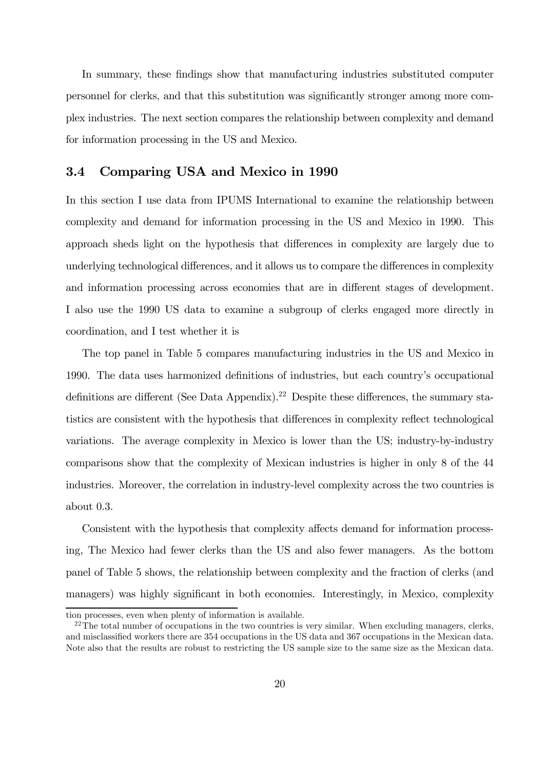In summary, these findings show that manufacturing industries substituted computer personnel for clerks, and that this substitution was significantly stronger among more complex industries. The next section compares the relationship between complexity and demand for information processing in the US and Mexico.

### 3.4 Comparing USA and Mexico in 1990

In this section I use data from IPUMS International to examine the relationship between complexity and demand for information processing in the US and Mexico in 1990. This approach sheds light on the hypothesis that differences in complexity are largely due to underlying technological differences, and it allows us to compare the differences in complexity and information processing across economies that are in different stages of development. I also use the 1990 US data to examine a subgroup of clerks engaged more directly in coordination, and I test whether it is

The top panel in Table 5 compares manufacturing industries in the US and Mexico in 1990. The data uses harmonized definitions of industries, but each country's occupational definitions are different (See Data Appendix).[22] Despite these differences, the summary statistics are consistent with the hypothesis that differences in complexity reflect technological variations. The average complexity in Mexico is lower than the US; industry-by-industry comparisons show that the complexity of Mexican industries is higher in only 8 of the 44 industries. Moreover, the correlation in industry-level complexity across the two countries is about 0.3.

Consistent with the hypothesis that complexity affects demand for information processing, The Mexico had fewer clerks than the US and also fewer managers. As the bottom panel of Table 5 shows, the relationship between complexity and the fraction of clerks (and managers) was highly significant in both economies. Interestingly, in Mexico, complexity

tion processes, even when plenty of information is available.

[22]The total number of occupations in the two countries is very similar. When excluding managers, clerks, and misclassified workers there are 354 occupations in the US data and 367 occupations in the Mexican data. Note also that the results are robust to restricting the US sample size to the same size as the Mexican data.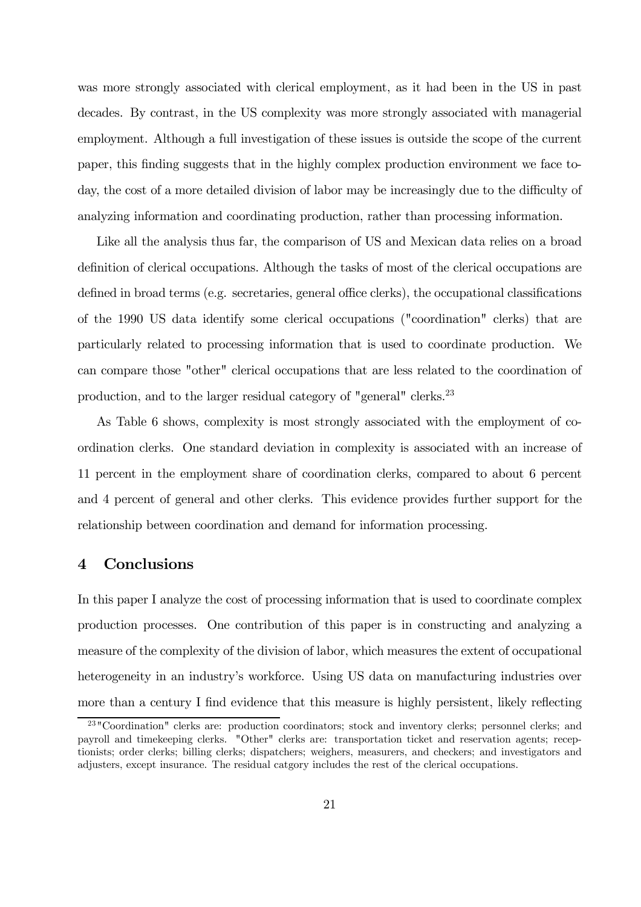was more strongly associated with clerical employment, as it had been in the US in past decades. By contrast, in the US complexity was more strongly associated with managerial employment. Although a full investigation of these issues is outside the scope of the current paper, this finding suggests that in the highly complex production environment we face today, the cost of a more detailed division of labor may be increasingly due to the difficulty of analyzing information and coordinating production, rather than processing information.

Like all the analysis thus far, the comparison of US and Mexican data relies on a broad definition of clerical occupations. Although the tasks of most of the clerical occupations are defined in broad terms (e.g. secretaries, general office clerks), the occupational classifications of the 1990 US data identify some clerical occupations ("coordination" clerks) that are particularly related to processing information that is used to coordinate production. We can compare those "other" clerical occupations that are less related to the coordination of production, and to the larger residual category of "general" clerks.[23]

As Table 6 shows, complexity is most strongly associated with the employment of coordination clerks. One standard deviation in complexity is associated with an increase of 11 percent in the employment share of coordination clerks, compared to about 6 percent and 4 percent of general and other clerks. This evidence provides further support for the relationship between coordination and demand for information processing.

## 4 Conclusions

In this paper I analyze the cost of processing information that is used to coordinate complex production processes. One contribution of this paper is in constructing and analyzing a measure of the complexity of the division of labor, which measures the extent of occupational heterogeneity in an industry's workforce. Using US data on manufacturing industries over more than a century I find evidence that this measure is highly persistent, likely reflecting

[23] "Coordination" clerks are: production coordinators; stock and inventory clerks; personnel clerks; and payroll and timekeeping clerks. "Other" clerks are: transportation ticket and reservation agents; receptionists; order clerks; billing clerks; dispatchers; weighers, measurers, and checkers; and investigators and adjusters, except insurance. The residual catgory includes the rest of the clerical occupations.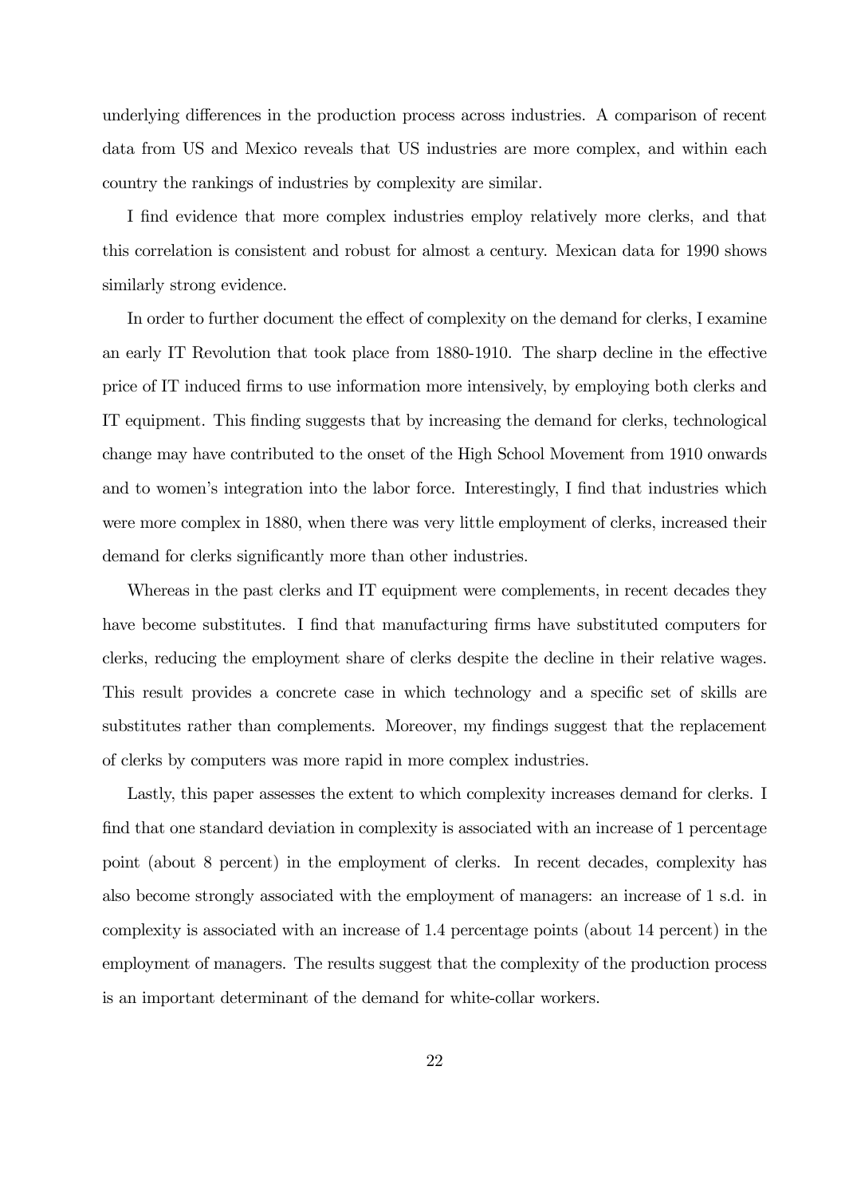underlying differences in the production process across industries. A comparison of recent data from US and Mexico reveals that US industries are more complex, and within each country the rankings of industries by complexity are similar.

I find evidence that more complex industries employ relatively more clerks, and that this correlation is consistent and robust for almost a century. Mexican data for 1990 shows similarly strong evidence.

In order to further document the effect of complexity on the demand for clerks, I examine an early IT Revolution that took place from 1880-1910. The sharp decline in the effective price of IT induced firms to use information more intensively, by employing both clerks and IT equipment. This finding suggests that by increasing the demand for clerks, technological change may have contributed to the onset of the High School Movement from 1910 onwards and to women's integration into the labor force. Interestingly, I find that industries which were more complex in 1880, when there was very little employment of clerks, increased their demand for clerks significantly more than other industries.

Whereas in the past clerks and IT equipment were complements, in recent decades they have become substitutes. I find that manufacturing firms have substituted computers for clerks, reducing the employment share of clerks despite the decline in their relative wages. This result provides a concrete case in which technology and a specific set of skills are substitutes rather than complements. Moreover, my findings suggest that the replacement of clerks by computers was more rapid in more complex industries.

Lastly, this paper assesses the extent to which complexity increases demand for clerks. I find that one standard deviation in complexity is associated with an increase of 1 percentage point (about 8 percent) in the employment of clerks. In recent decades, complexity has also become strongly associated with the employment of managers: an increase of 1 s.d. in complexity is associated with an increase of 1.4 percentage points (about 14 percent) in the employment of managers. The results suggest that the complexity of the production process is an important determinant of the demand for white-collar workers.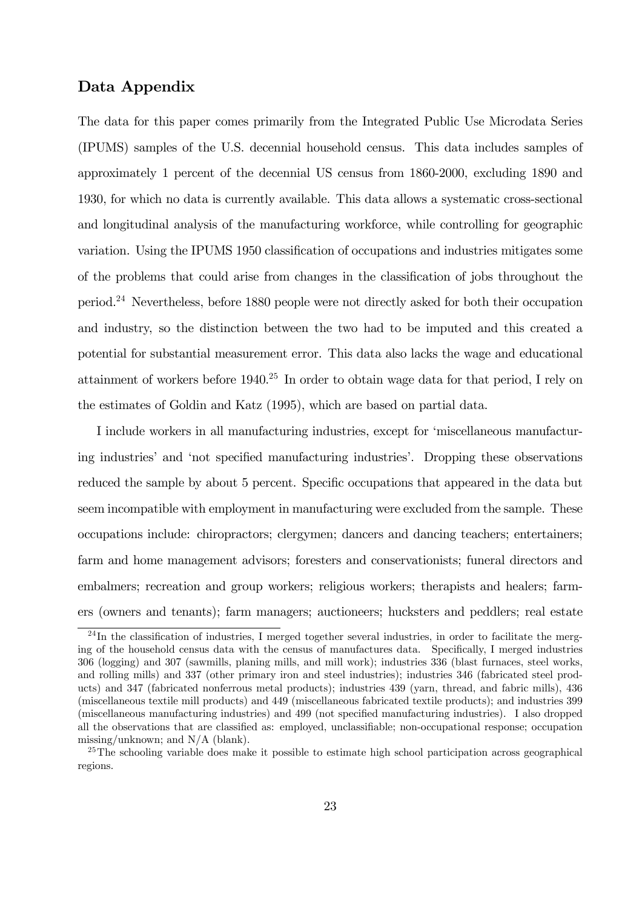## Data Appendix

The data for this paper comes primarily from the Integrated Public Use Microdata Series (IPUMS) samples of the U.S. decennial household census. This data includes samples of approximately 1 percent of the decennial US census from 1860-2000, excluding 1890 and 1930, for which no data is currently available. This data allows a systematic cross-sectional and longitudinal analysis of the manufacturing workforce, while controlling for geographic variation. Using the IPUMS 1950 classification of occupations and industries mitigates some of the problems that could arise from changes in the classification of jobs throughout the period.[24] Nevertheless, before 1880 people were not directly asked for both their occupation and industry, so the distinction between the two had to be imputed and this created a potential for substantial measurement error. This data also lacks the wage and educational attainment of workers before 1940.[25] In order to obtain wage data for that period, I rely on the estimates of Goldin and Katz (1995), which are based on partial data.

I include workers in all manufacturing industries, except for 'miscellaneous manufacturing industries' and 'not specified manufacturing industries'. Dropping these observations reduced the sample by about 5 percent. Specific occupations that appeared in the data but seem incompatible with employment in manufacturing were excluded from the sample. These occupations include: chiropractors; clergymen; dancers and dancing teachers; entertainers; farm and home management advisors; foresters and conservationists; funeral directors and embalmers; recreation and group workers; religious workers; therapists and healers; farmers (owners and tenants); farm managers; auctioneers; hucksters and peddlers; real estate

[24] In the classification of industries, I merged together several industries, in order to facilitate the merging of the household census data with the census of manufactures data. Specifically, I merged industries 306 (logging) and 307 (sawmills, planing mills, and mill work); industries 336 (blast furnaces, steel works, and rolling mills) and 337 (other primary iron and steel industries); industries 346 (fabricated steel products) and 347 (fabricated nonferrous metal products); industries 439 (yarn, thread, and fabric mills), 436 (miscellaneous textile mill products) and 449 (miscellaneous fabricated textile products); and industries 399 (miscellaneous manufacturing industries) and 499 (not specified manufacturing industries). I also dropped all the observations that are classified as: employed, unclassifiable; non-occupational response; occupation missing/unknown; and N/A (blank).

[25] The schooling variable does make it possible to estimate high school participation across geographical regions.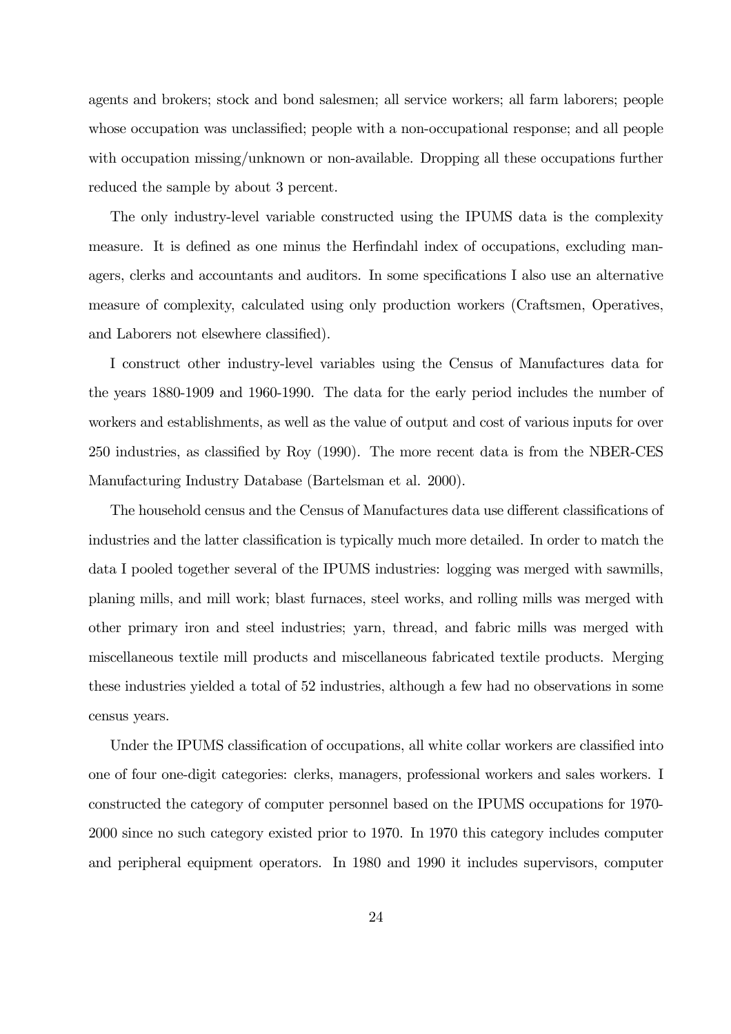agents and brokers; stock and bond salesmen; all service workers; all farm laborers; people whose occupation was unclassified; people with a non-occupational response; and all people with occupation missing/unknown or non-available. Dropping all these occupations further reduced the sample by about 3 percent.

The only industry-level variable constructed using the IPUMS data is the complexity measure. It is defined as one minus the Herfindahl index of occupations, excluding managers, clerks and accountants and auditors. In some specifications I also use an alternative measure of complexity, calculated using only production workers (Craftsmen, Operatives, and Laborers not elsewhere classified).

I construct other industry-level variables using the Census of Manufactures data for the years 1880-1909 and 1960-1990. The data for the early period includes the number of workers and establishments, as well as the value of output and cost of various inputs for over 250 industries, as classified by Roy (1990). The more recent data is from the NBER-CES Manufacturing Industry Database (Bartelsman et al. 2000).

The household census and the Census of Manufactures data use different classifications of industries and the latter classification is typically much more detailed. In order to match the data I pooled together several of the IPUMS industries: logging was merged with sawmills, planing mills, and mill work; blast furnaces, steel works, and rolling mills was merged with other primary iron and steel industries; yarn, thread, and fabric mills was merged with miscellaneous textile mill products and miscellaneous fabricated textile products. Merging these industries yielded a total of 52 industries, although a few had no observations in some census years.

Under the IPUMS classification of occupations, all white collar workers are classified into one of four one-digit categories: clerks, managers, professional workers and sales workers. I constructed the category of computer personnel based on the IPUMS occupations for 1970-2000 since no such category existed prior to 1970. In 1970 this category includes computer and peripheral equipment operators. In 1980 and 1990 it includes supervisors, computer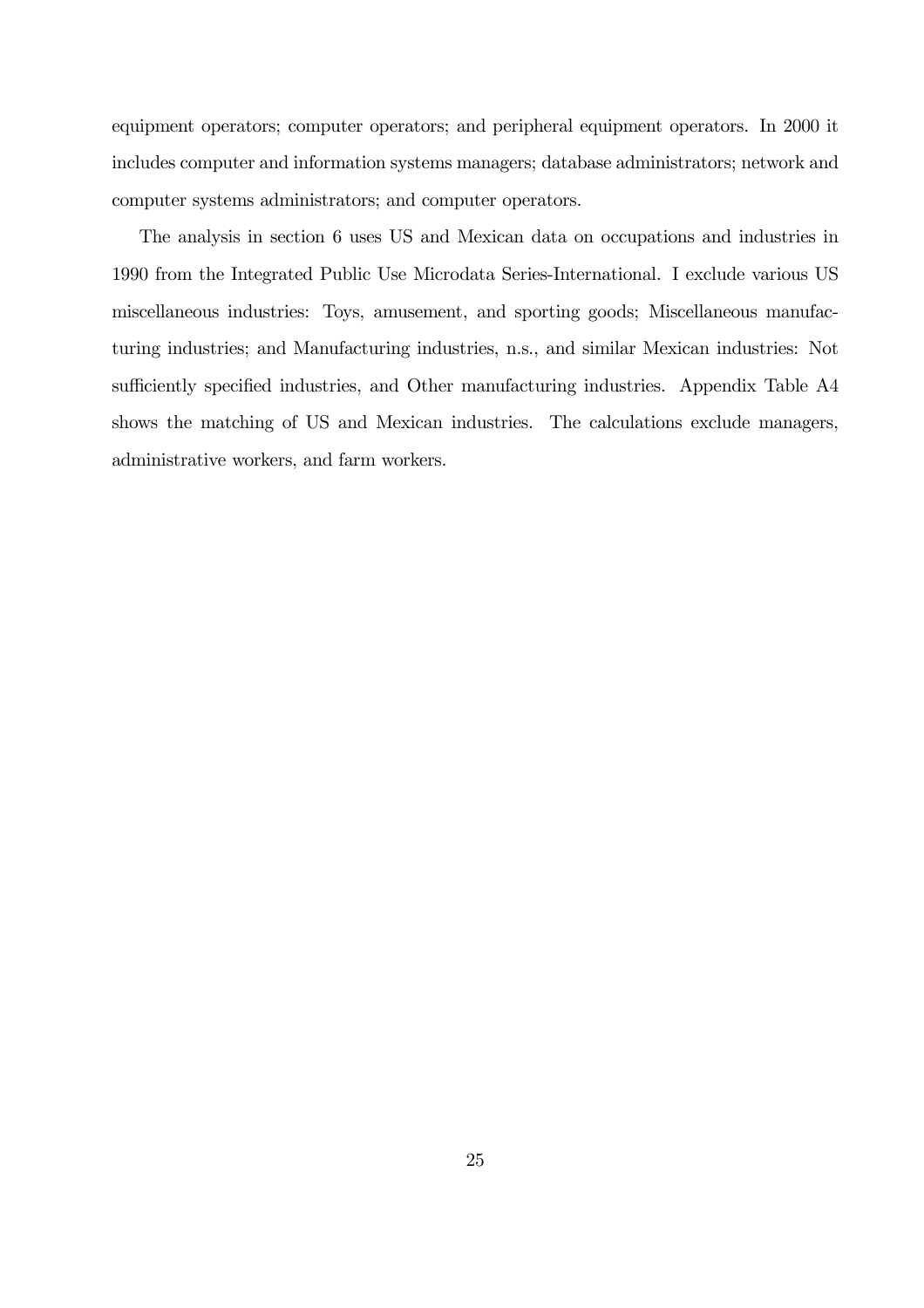equipment operators; computer operators; and peripheral equipment operators. In 2000 it includes computer and information systems managers; database administrators; network and computer systems administrators; and computer operators.

The analysis in section 6 uses US and Mexican data on occupations and industries in 1990 from the Integrated Public Use Microdata Series-International. I exclude various US miscellaneous industries: Toys, amusement, and sporting goods; Miscellaneous manufacturing industries; and Manufacturing industries, n.s., and similar Mexican industries: Not sufficiently specified industries, and Other manufacturing industries. Appendix Table A4 shows the matching of US and Mexican industries. The calculations exclude managers, administrative workers, and farm workers.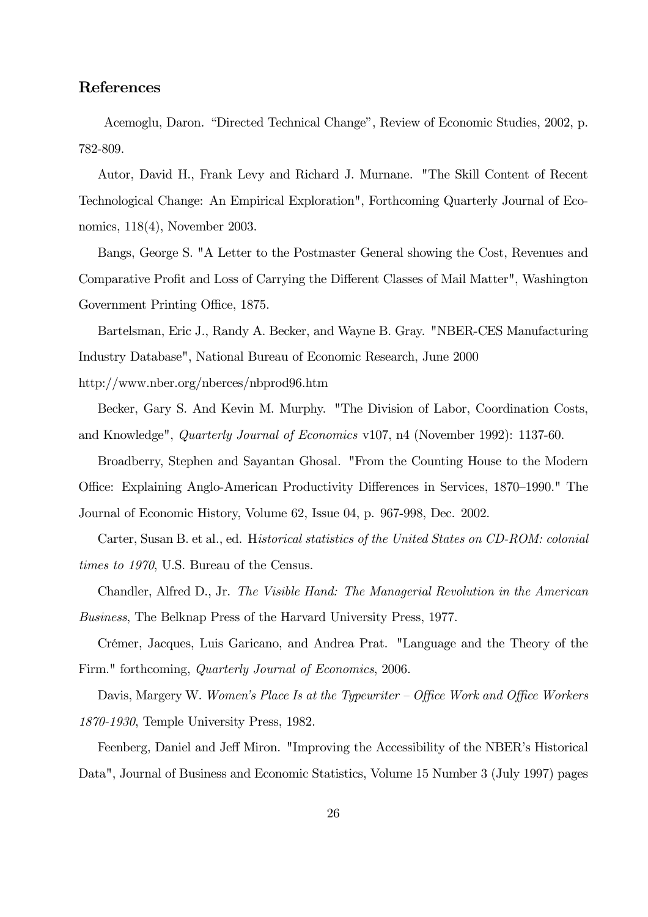## References

Acemoglu, Daron. "Directed Technical Change", Review of Economic Studies, 2002, p. 782-809.

Autor, David H., Frank Levy and Richard J. Murnane. "The Skill Content of Recent Technological Change: An Empirical Exploration", Forthcoming Quarterly Journal of Economics, 118(4), November 2003.

Bangs, George S. "A Letter to the Postmaster General showing the Cost, Revenues and Comparative Profit and Loss of Carrying the Different Classes of Mail Matter", Washington Government Printing Office, 1875.

Bartelsman, Eric J., Randy A. Becker, and Wayne B. Gray. "NBER-CES Manufacturing Industry Database", National Bureau of Economic Research, June 2000 http://www.nber.org/nberces/nbprod96.htm

Becker, Gary S. And Kevin M. Murphy. "The Division of Labor, Coordination Costs, and Knowledge", *Quarterly Journal of Economics* v107, n4 (November 1992): 1137-60.

Broadberry, Stephen and Sayantan Ghosal. "From the Counting House to the Modern Office: Explaining Anglo-American Productivity Differences in Services, 1870–1990." The Journal of Economic History, Volume 62, Issue 04, p. 967-998, Dec. 2002.

Carter, Susan B. et al., ed. H*istorical statistics of the United States on CD-ROM: colonial times to 1970*, U.S. Bureau of the Census.

Chandler, Alfred D., Jr. *The Visible Hand: The Managerial Revolution in the American Business*, The Belknap Press of the Harvard University Press, 1977.

Crémer, Jacques, Luis Garicano, and Andrea Prat. "Language and the Theory of the Firm." forthcoming, *Quarterly Journal of Economics*, 2006.

Davis, Margery W. *Women's Place Is at the Typewriter – Office Work and Office Workers 1870-1930*, Temple University Press, 1982.

Feenberg, Daniel and Jeff Miron. "Improving the Accessibility of the NBER's Historical Data", Journal of Business and Economic Statistics, Volume 15 Number 3 (July 1997) pages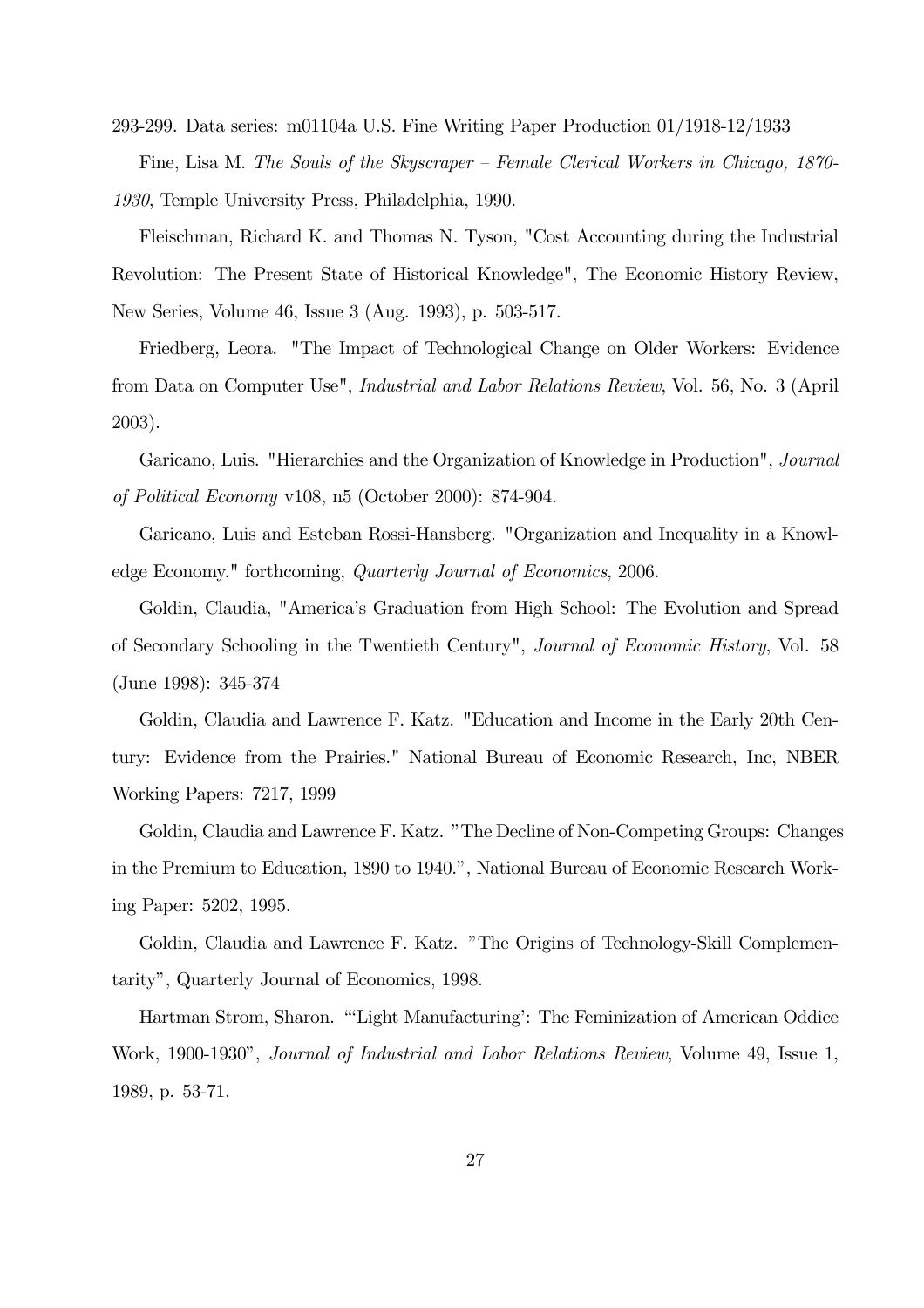293-299. Data series: m01104a U.S. Fine Writing Paper Production 01/1918-12/1933

Fine, Lisa M. *The Souls of the Skyscraper – Female Clerical Workers in Chicago, 1870-1930*, Temple University Press, Philadelphia, 1990.

Fleischman, Richard K. and Thomas N. Tyson, "Cost Accounting during the Industrial Revolution: The Present State of Historical Knowledge", The Economic History Review, New Series, Volume 46, Issue 3 (Aug. 1993), p. 503-517.

Friedberg, Leora. "The Impact of Technological Change on Older Workers: Evidence from Data on Computer Use", *Industrial and Labor Relations Review*, Vol. 56, No. 3 (April 2003).

Garicano, Luis. "Hierarchies and the Organization of Knowledge in Production", *Journal of Political Economy* v108, n5 (October 2000): 874-904.

Garicano, Luis and Esteban Rossi-Hansberg. "Organization and Inequality in a Knowledge Economy." forthcoming, *Quarterly Journal of Economics*, 2006.

Goldin, Claudia, "America's Graduation from High School: The Evolution and Spread of Secondary Schooling in the Twentieth Century", *Journal of Economic History*, Vol. 58 (June 1998): 345-374

Goldin, Claudia and Lawrence F. Katz. "Education and Income in the Early 20th Century: Evidence from the Prairies." National Bureau of Economic Research, Inc, NBER Working Papers: 7217, 1999

Goldin, Claudia and Lawrence F. Katz. "The Decline of Non-Competing Groups: Changes in the Premium to Education, 1890 to 1940.", National Bureau of Economic Research Working Paper: 5202, 1995.

Goldin, Claudia and Lawrence F. Katz. "The Origins of Technology-Skill Complementarity", Quarterly Journal of Economics, 1998.

Hartman Strom, Sharon. "'Light Manufacturing': The Feminization of American Oddice Work, 1900-1930", *Journal of Industrial and Labor Relations Review*, Volume 49, Issue 1, 1989, p. 53-71.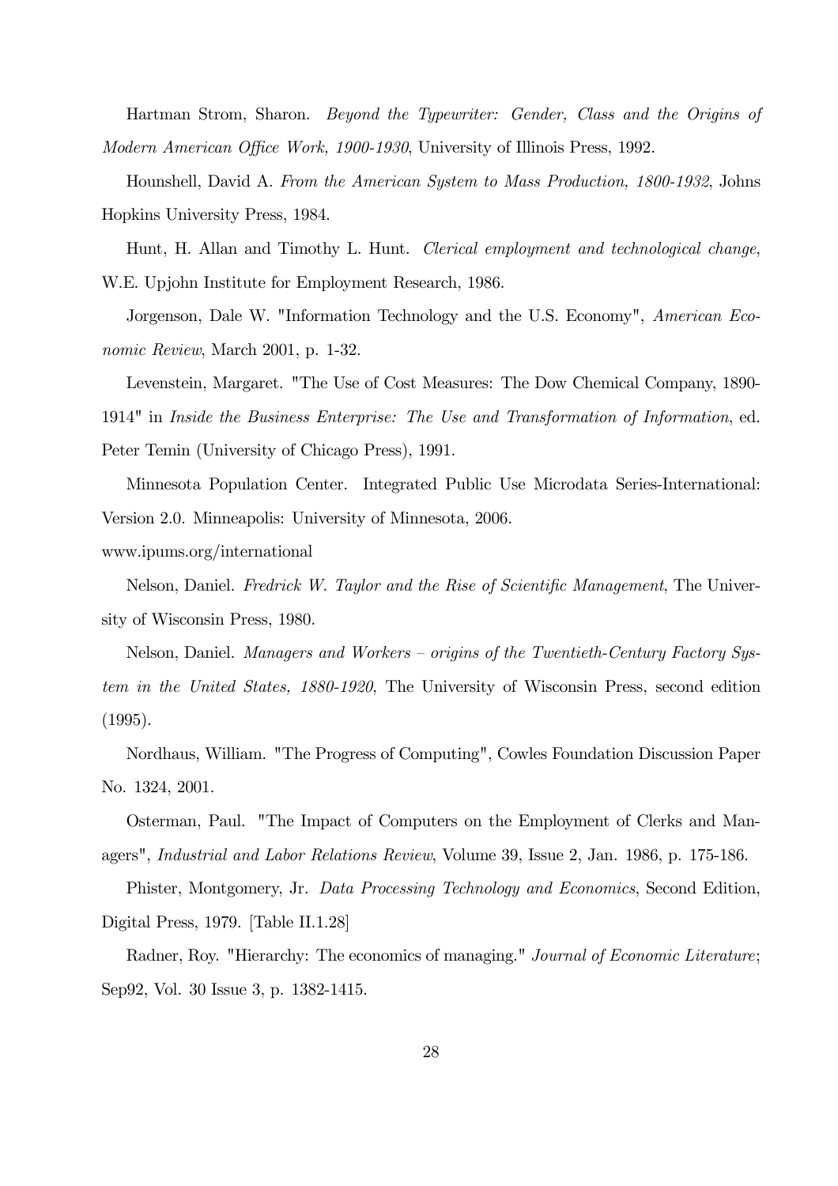Hartman Strom, Sharon. *Beyond the Typewriter: Gender, Class and the Origins of Modern American Office Work, 1900-1930*, University of Illinois Press, 1992.

Hounshell, David A. *From the American System to Mass Production, 1800-1932*, Johns Hopkins University Press, 1984.

Hunt, H. Allan and Timothy L. Hunt. *Clerical employment and technological change*, W.E. Upjohn Institute for Employment Research, 1986.

Jorgenson, Dale W. "Information Technology and the U.S. Economy", *American Economic Review*, March 2001, p. 1-32.

Levenstein, Margaret. "The Use of Cost Measures: The Dow Chemical Company, 1890-1914" in *Inside the Business Enterprise: The Use and Transformation of Information*, ed. Peter Temin (University of Chicago Press), 1991.

Minnesota Population Center. Integrated Public Use Microdata Series-International: Version 2.0. Minneapolis: University of Minnesota, 2006.
www.ipums.org/international

Nelson, Daniel. *Fredrick W. Taylor and the Rise of Scientific Management*, The University of Wisconsin Press, 1980.

Nelson, Daniel. *Managers and Workers – origins of the Twentieth-Century Factory System in the United States, 1880-1920*, The University of Wisconsin Press, second edition (1995).

Nordhaus, William. "The Progress of Computing", Cowles Foundation Discussion Paper No. 1324, 2001.

Osterman, Paul. "The Impact of Computers on the Employment of Clerks and Managers", *Industrial and Labor Relations Review*, Volume 39, Issue 2, Jan. 1986, p. 175-186.

Phister, Montgomery, Jr. *Data Processing Technology and Economics*, Second Edition, Digital Press, 1979. [Table II.1.28]

Radner, Roy. "Hierarchy: The economics of managing." *Journal of Economic Literature*; Sep92, Vol. 30 Issue 3, p. 1382-1415.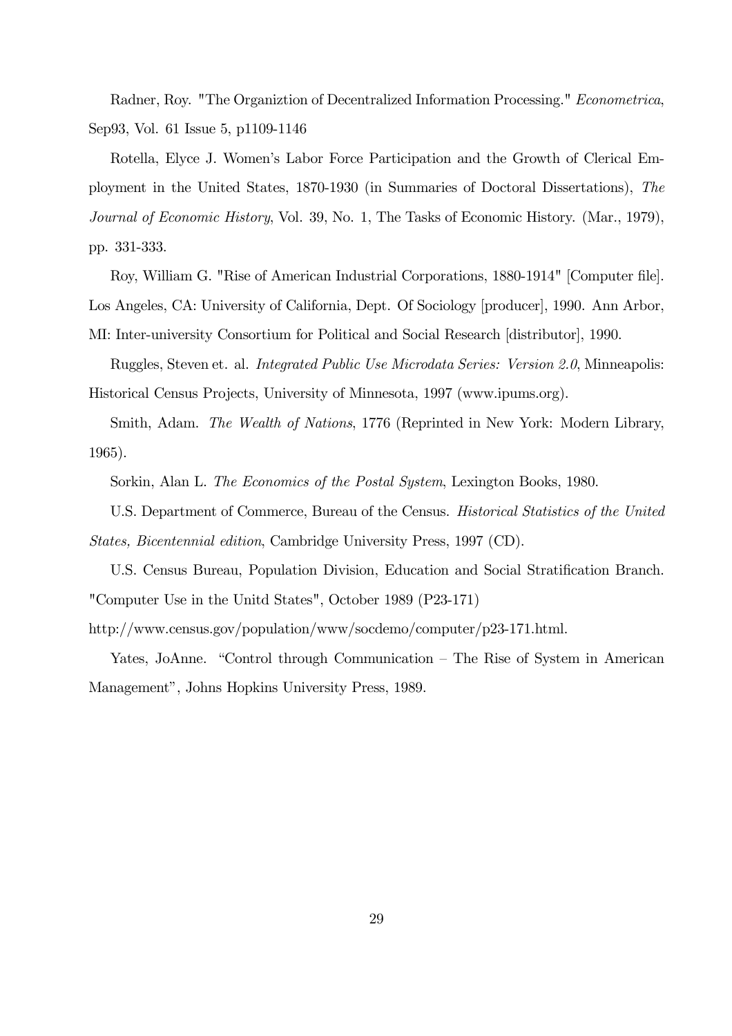Radner, Roy. "The Organiztion of Decentralized Information Processing." *Econometrica*, Sep93, Vol. 61 Issue 5, p1109-1146

Rotella, Elyce J. Women's Labor Force Participation and the Growth of Clerical Employment in the United States, 1870-1930 (in Summaries of Doctoral Dissertations), *The Journal of Economic History*, Vol. 39, No. 1, The Tasks of Economic History. (Mar., 1979), pp. 331-333.

Roy, William G. "Rise of American Industrial Corporations, 1880-1914" [Computer file]. Los Angeles, CA: University of California, Dept. Of Sociology [producer], 1990. Ann Arbor, MI: Inter-university Consortium for Political and Social Research [distributor], 1990.

Ruggles, Steven et. al. *Integrated Public Use Microdata Series: Version 2.0*, Minneapolis: Historical Census Projects, University of Minnesota, 1997 (www.ipums.org).

Smith, Adam. *The Wealth of Nations*, 1776 (Reprinted in New York: Modern Library, 1965).

Sorkin, Alan L. *The Economics of the Postal System*, Lexington Books, 1980.

U.S. Department of Commerce, Bureau of the Census. *Historical Statistics of the United States, Bicentennial edition*, Cambridge University Press, 1997 (CD).

U.S. Census Bureau, Population Division, Education and Social Stratification Branch. "Computer Use in the Unitd States", October 1989 (P23-171) http://www.census.gov/population/www/socdemo/computer/p23-171.html.

Yates, JoAnne. "Control through Communication – The Rise of System in American Management", Johns Hopkins University Press, 1989.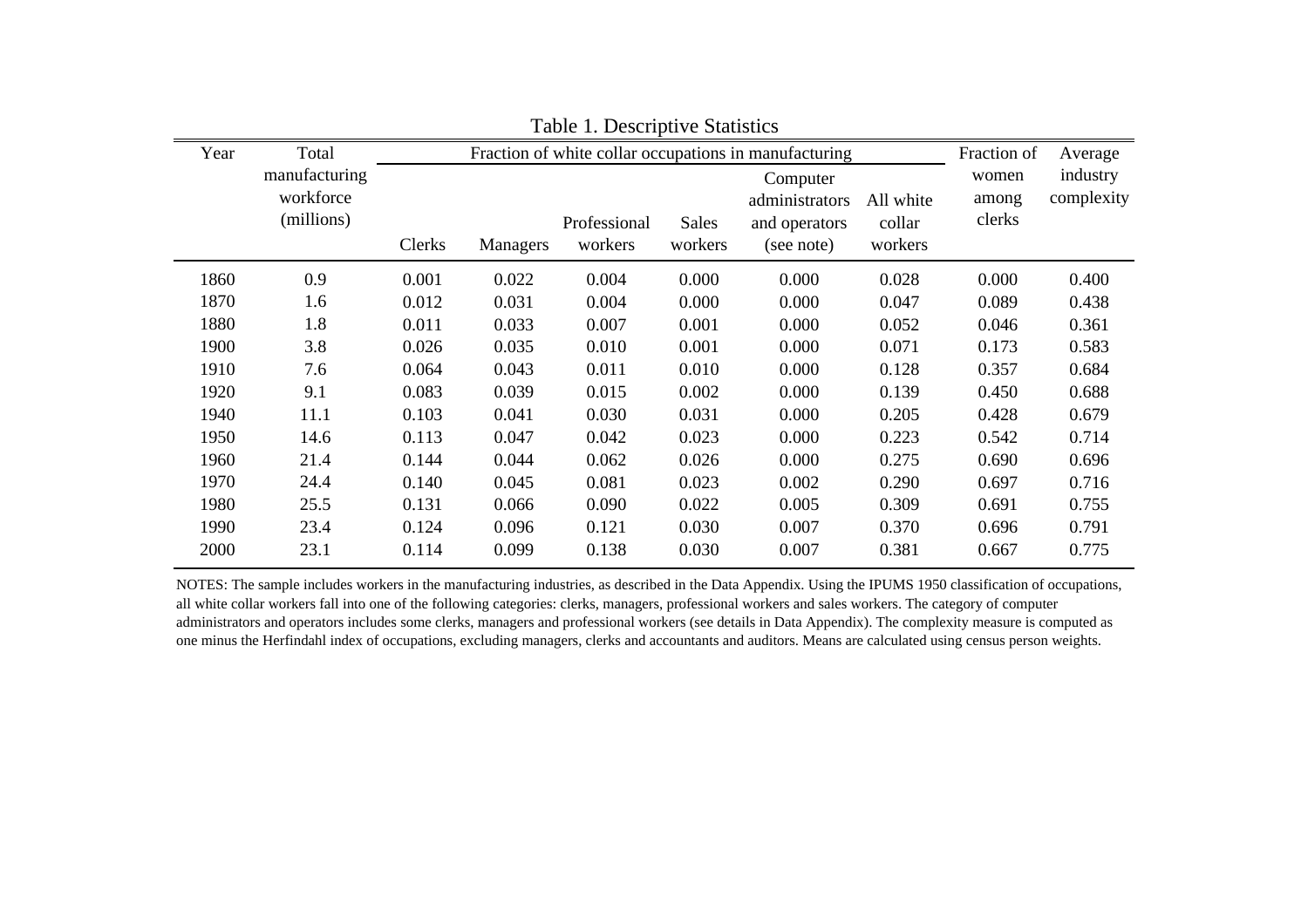Table 1. Descriptive Statistics

| Year | Total manufacturing workforce (millions) | Fraction of white collar occupations in manufacturing | | | | | | Fraction of women among clerks | Average industry complexity |
|---|---|---|---|---|---|---|---|---|---|
| | | Clerks | Managers | Professional workers | Sales workers | Computer administrators and operators (see note) | All white collar workers | | |
| 1860 | 0.9 | 0.001 | 0.022 | 0.004 | 0.000 | 0.000 | 0.028 | 0.000 | 0.400 |
| 1870 | 1.6 | 0.012 | 0.031 | 0.004 | 0.000 | 0.000 | 0.047 | 0.089 | 0.438 |
| 1880 | 1.8 | 0.011 | 0.033 | 0.007 | 0.001 | 0.000 | 0.052 | 0.046 | 0.361 |
| 1900 | 3.8 | 0.026 | 0.035 | 0.010 | 0.001 | 0.000 | 0.071 | 0.173 | 0.583 |
| 1910 | 7.6 | 0.064 | 0.043 | 0.011 | 0.010 | 0.000 | 0.128 | 0.357 | 0.684 |
| 1920 | 9.1 | 0.083 | 0.039 | 0.015 | 0.002 | 0.000 | 0.139 | 0.450 | 0.688 |
| 1940 | 11.1 | 0.103 | 0.041 | 0.030 | 0.031 | 0.000 | 0.205 | 0.428 | 0.679 |
| 1950 | 14.6 | 0.113 | 0.047 | 0.042 | 0.023 | 0.000 | 0.223 | 0.542 | 0.714 |
| 1960 | 21.4 | 0.144 | 0.044 | 0.062 | 0.026 | 0.000 | 0.275 | 0.690 | 0.696 |
| 1970 | 24.4 | 0.140 | 0.045 | 0.081 | 0.023 | 0.002 | 0.290 | 0.697 | 0.716 |
| 1980 | 25.5 | 0.131 | 0.066 | 0.090 | 0.022 | 0.005 | 0.309 | 0.691 | 0.755 |
| 1990 | 23.4 | 0.124 | 0.096 | 0.121 | 0.030 | 0.007 | 0.370 | 0.696 | 0.791 |
| 2000 | 23.1 | 0.114 | 0.099 | 0.138 | 0.030 | 0.007 | 0.381 | 0.667 | 0.775 |

NOTES: The sample includes workers in the manufacturing industries, as described in the Data Appendix. Using the IPUMS 1950 classification of occupations, all white collar workers fall into one of the following categories: clerks, managers, professional workers and sales workers. The category of computer administrators and operators includes some clerks, managers and professional workers (see details in Data Appendix). The complexity measure is computed as one minus the Herfindahl index of occupations, excluding managers, clerks and accountants and auditors. Means are calculated using census person weights.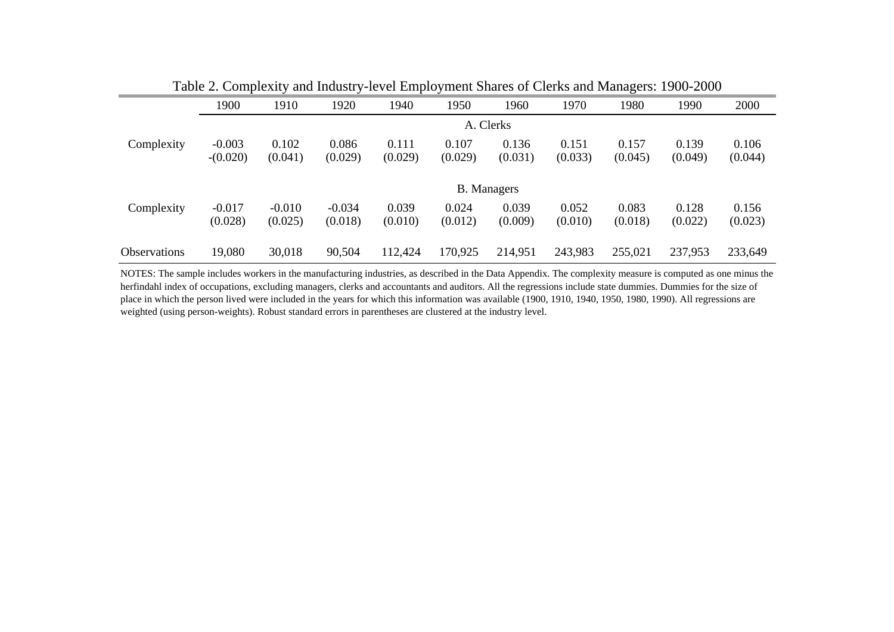Table 2. Complexity and Industry-level Employment Shares of Clerks and Managers: 1900-2000

| | 1900 | 1910 | 1920 | 1940 | 1950 | 1960 | 1970 | 1980 | 1990 | 2000 |
|---|---|---|---|---|---|---|---|---|---|---|
| | | | | | A. Clerks | | | | | |
| Complexity | -0.003 | 0.102 | 0.086 | 0.111 | 0.107 | 0.136 | 0.151 | 0.157 | 0.139 | 0.106 |
| | -(0.020) | (0.041) | (0.029) | (0.029) | (0.029) | (0.031) | (0.033) | (0.045) | (0.049) | (0.044) |
| | | | | | B. Managers | | | | | |
| Complexity | -0.017 | -0.010 | -0.034 | 0.039 | 0.024 | 0.039 | 0.052 | 0.083 | 0.128 | 0.156 |
| | (0.028) | (0.025) | (0.018) | (0.010) | (0.012) | (0.009) | (0.010) | (0.018) | (0.022) | (0.023) |
| Observations | 19,080 | 30,018 | 90,504 | 112,424 | 170,925 | 214,951 | 243,983 | 255,021 | 237,953 | 233,649 |

NOTES: The sample includes workers in the manufacturing industries, as described in the Data Appendix. The complexity measure is computed as one minus the herfindahl index of occupations, excluding managers, clerks and accountants and auditors. All the regressions include state dummies. Dummies for the size of place in which the person lived were included in the years for which this information was available (1900, 1910, 1940, 1950, 1980, 1990). All regressions are weighted (using person-weights). Robust standard errors in parentheses are clustered at the industry level.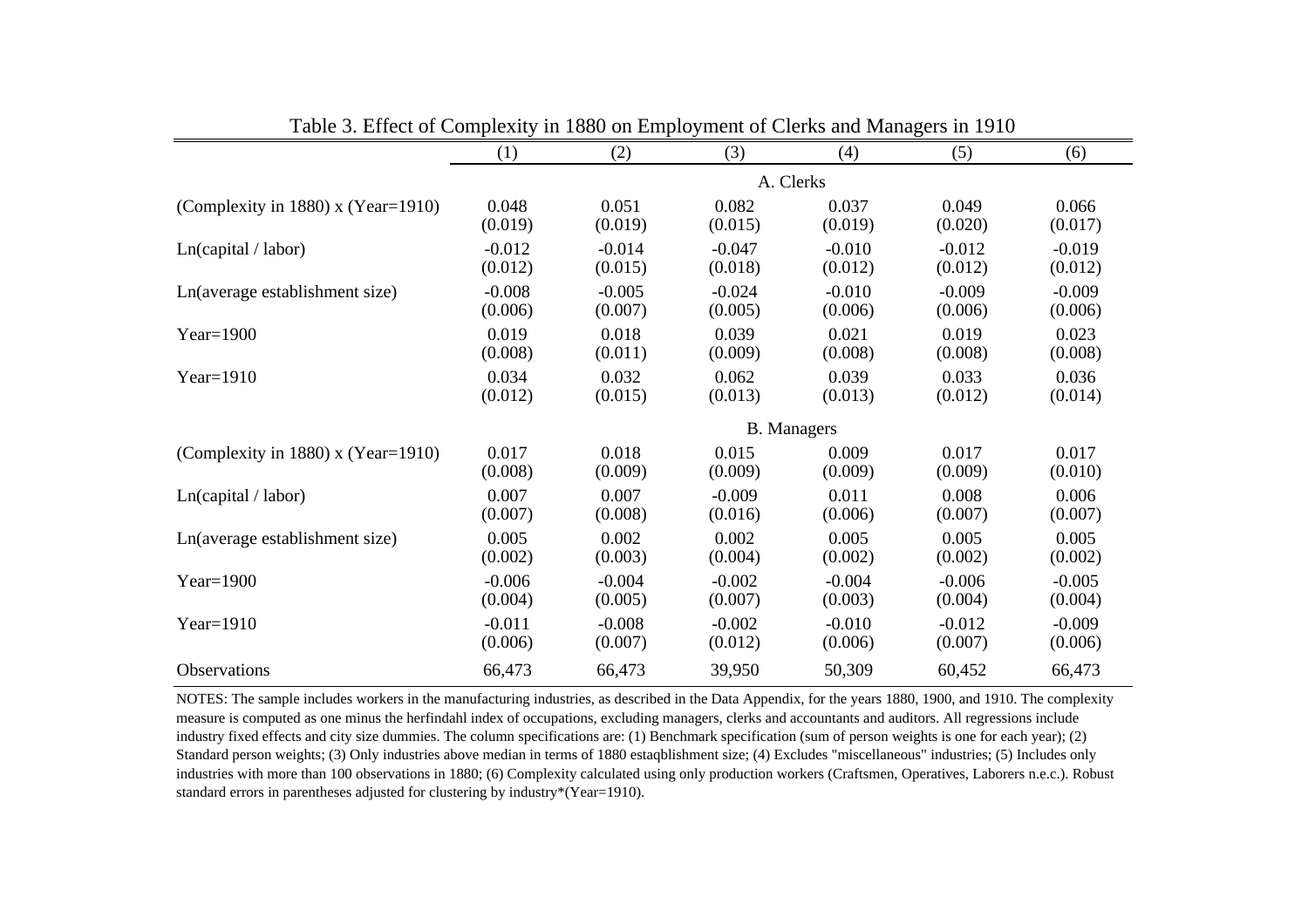Table 3. Effect of Complexity in 1880 on Employment of Clerks and Managers in 1910

| | (1) | (2) | (3) | (4) | (5) | (6) |
|---|---|---|---|---|---|---|
| | A. Clerks | | | | | |
| (Complexity in 1880) x (Year=1910) | 0.048 | 0.051 | 0.082 | 0.037 | 0.049 | 0.066 |
| | (0.019) | (0.019) | (0.015) | (0.019) | (0.020) | (0.017) |
| Ln(capital / labor) | -0.012 | -0.014 | -0.047 | -0.010 | -0.012 | -0.019 |
| | (0.012) | (0.015) | (0.018) | (0.012) | (0.012) | (0.012) |
| Ln(average establishment size) | -0.008 | -0.005 | -0.024 | -0.010 | -0.009 | -0.009 |
| | (0.006) | (0.007) | (0.005) | (0.006) | (0.006) | (0.006) |
| Year=1900 | 0.019 | 0.018 | 0.039 | 0.021 | 0.019 | 0.023 |
| | (0.008) | (0.011) | (0.009) | (0.008) | (0.008) | (0.008) |
| Year=1910 | 0.034 | 0.032 | 0.062 | 0.039 | 0.033 | 0.036 |
| | (0.012) | (0.015) | (0.013) | (0.013) | (0.012) | (0.014) |
| | B. Managers | | | | | |
| (Complexity in 1880) x (Year=1910) | 0.017 | 0.018 | 0.015 | 0.009 | 0.017 | 0.017 |
| | (0.008) | (0.009) | (0.009) | (0.009) | (0.009) | (0.010) |
| Ln(capital / labor) | 0.007 | 0.007 | -0.009 | 0.011 | 0.008 | 0.006 |
| | (0.007) | (0.008) | (0.016) | (0.006) | (0.007) | (0.007) |
| Ln(average establishment size) | 0.005 | 0.002 | 0.002 | 0.005 | 0.005 | 0.005 |
| | (0.002) | (0.003) | (0.004) | (0.002) | (0.002) | (0.002) |
| Year=1900 | -0.006 | -0.004 | -0.002 | -0.004 | -0.006 | -0.005 |
| | (0.004) | (0.005) | (0.007) | (0.003) | (0.004) | (0.004) |
| Year=1910 | -0.011 | -0.008 | -0.002 | -0.010 | -0.012 | -0.009 |
| | (0.006) | (0.007) | (0.012) | (0.006) | (0.007) | (0.006) |
| Observations | 66,473 | 66,473 | 39,950 | 50,309 | 60,452 | 66,473 |

NOTES: The sample includes workers in the manufacturing industries, as described in the Data Appendix, for the years 1880, 1900, and 1910. The complexity measure is computed as one minus the herfindahl index of occupations, excluding managers, clerks and accountants and auditors. All regressions include industry fixed effects and city size dummies. The column specifications are: (1) Benchmark specification (sum of person weights is one for each year); (2) Standard person weights; (3) Only industries above median in terms of 1880 estaqblishment size; (4) Excludes "miscellaneous" industries; (5) Includes only industries with more than 100 observations in 1880; (6) Complexity calculated using only production workers (Craftsmen, Operatives, Laborers n.e.c.). Robust standard errors in parentheses adjusted for clustering by industry*(Year=1910).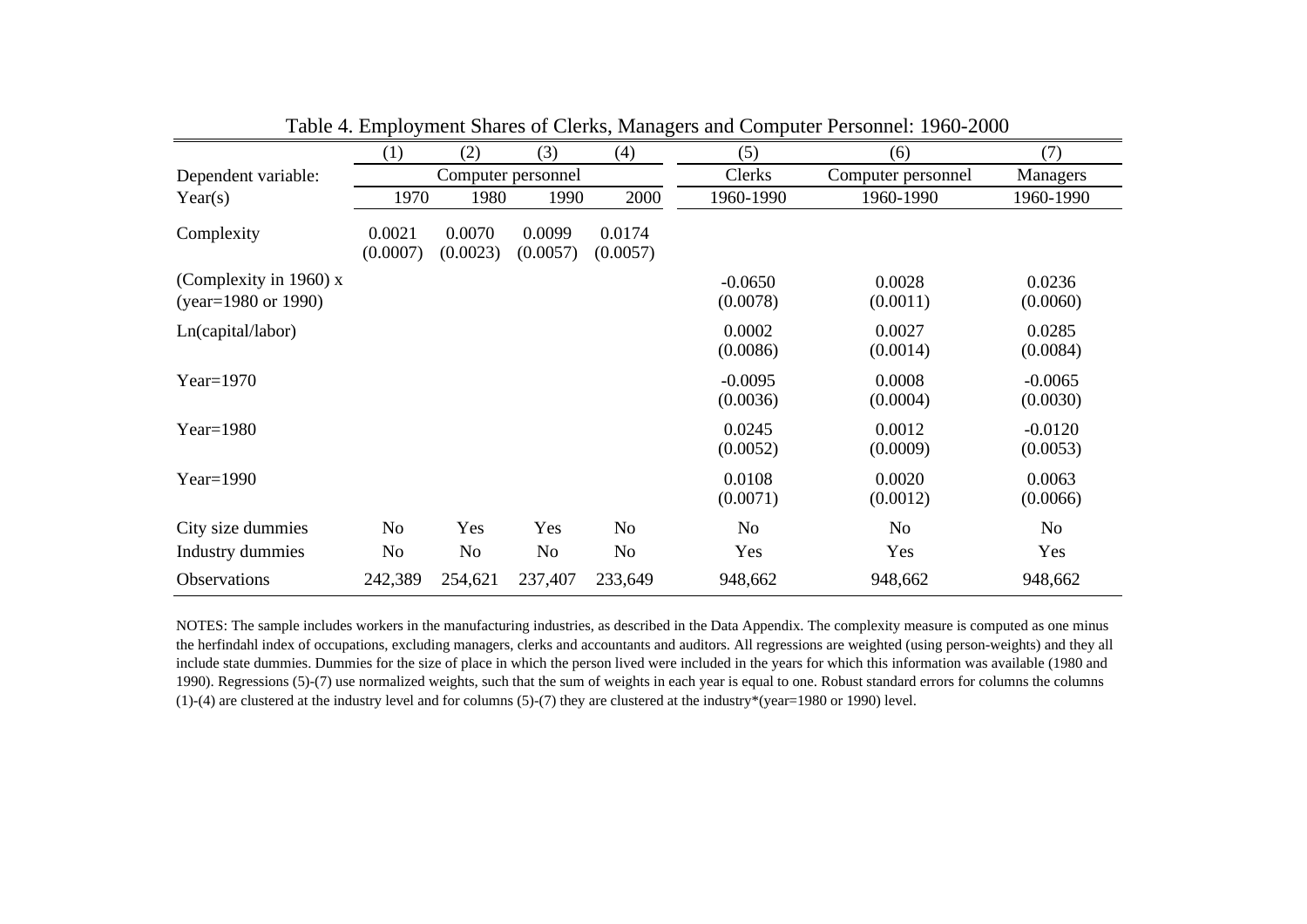Table 4. Employment Shares of Clerks, Managers and Computer Personnel: 1960-2000

| | (1) | (2) | (3) | (4) | (5) | (6) | (7) |
|---|---|---|---|---|---|---|---|
| Dependent variable: | Computer personnel | | | | Clerks | Computer personnel | Managers |
| Year(s) | 1970 | 1980 | 1990 | 2000 | 1960-1990 | 1960-1990 | 1960-1990 |
| Complexity | 0.0021 (0.0007) | 0.0070 (0.0023) | 0.0099 (0.0057) | 0.0174 (0.0057) | | | |
| (Complexity in 1960) x (year=1980 or 1990) | | | | | -0.0650 (0.0078) | 0.0028 (0.0011) | 0.0236 (0.0060) |
| Ln(capital/labor) | | | | | 0.0002 (0.0086) | 0.0027 (0.0014) | 0.0285 (0.0084) |
| Year=1970 | | | | | -0.0095 (0.0036) | 0.0008 (0.0004) | -0.0065 (0.0030) |
| Year=1980 | | | | | 0.0245 (0.0052) | 0.0012 (0.0009) | -0.0120 (0.0053) |
| Year=1990 | | | | | 0.0108 (0.0071) | 0.0020 (0.0012) | 0.0063 (0.0066) |
| City size dummies | No | Yes | Yes | No | No | No | No |
| Industry dummies | No | No | No | No | Yes | Yes | Yes |
| Observations | 242,389 | 254,621 | 237,407 | 233,649 | 948,662 | 948,662 | 948,662 |

NOTES: The sample includes workers in the manufacturing industries, as described in the Data Appendix. The complexity measure is computed as one minus the herfindahl index of occupations, excluding managers, clerks and accountants and auditors. All regressions are weighted (using person-weights) and they all include state dummies. Dummies for the size of place in which the person lived were included in the years for which this information was available (1980 and 1990). Regressions (5)-(7) use normalized weights, such that the sum of weights in each year is equal to one. Robust standard errors for columns the columns (1)-(4) are clustered at the industry level and for columns (5)-(7) they are clustered at the industry*(year=1980 or 1990) level.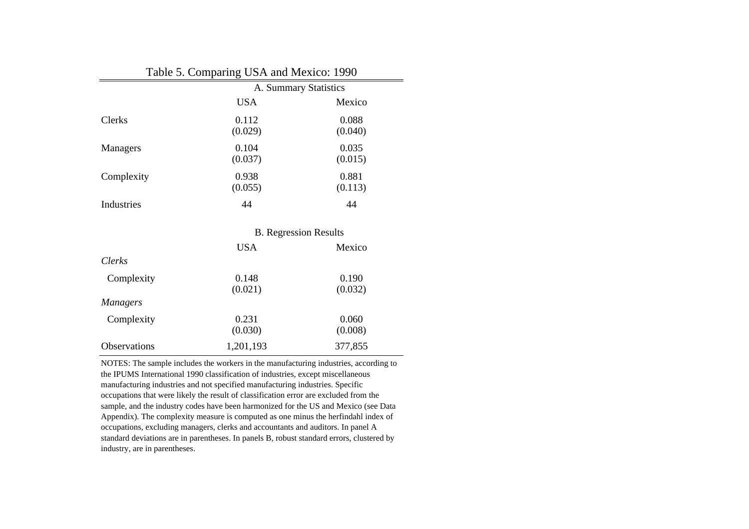Table 5. Comparing USA and Mexico: 1990

| | A. Summary Statistics | |
|---|---|---|
| | USA | Mexico |
| Clerks | 0.112 | 0.088 |
| | (0.029) | (0.040) |
| Managers | 0.104 | 0.035 |
| | (0.037) | (0.015) |
| Complexity | 0.938 | 0.881 |
| | (0.055) | (0.113) |
| Industries | 44 | 44 |
| | **B. Regression Results** | |
| | USA | Mexico |
| *Clerks* | | |
| Complexity | 0.148 | 0.190 |
| | (0.021) | (0.032) |
| *Managers* | | |
| Complexity | 0.231 | 0.060 |
| | (0.030) | (0.008) |
| Observations | 1,201,193 | 377,855 |

NOTES: The sample includes the workers in the manufacturing industries, according to the IPUMS International 1990 classification of industries, except miscellaneous manufacturing industries and not specified manufacturing industries. Specific occupations that were likely the result of classification error are excluded from the sample, and the industry codes have been harmonized for the US and Mexico (see Data Appendix). The complexity measure is computed as one minus the herfindahl index of occupations, excluding managers, clerks and accountants and auditors. In panel A standard deviations are in parentheses. In panels B, robust standard errors, clustered by industry, are in parentheses.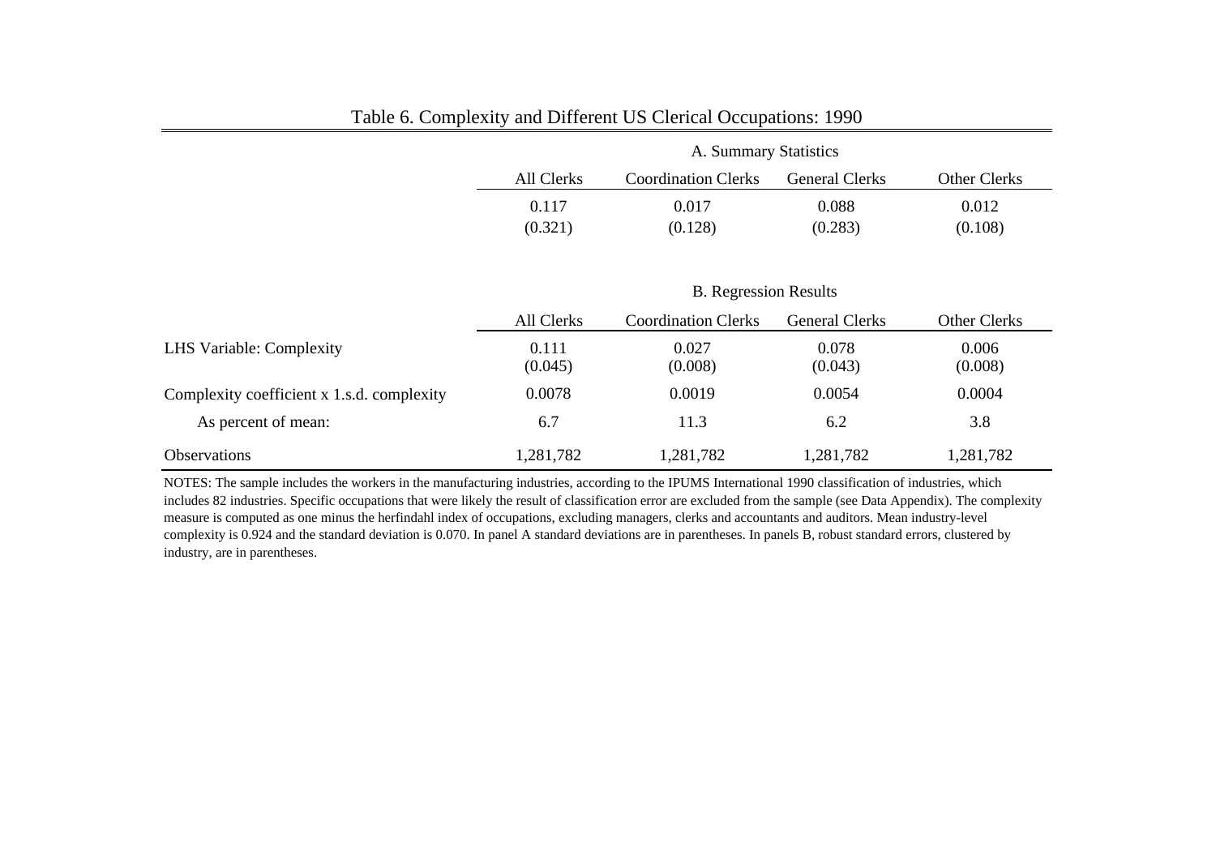## Table 6. Complexity and Different US Clerical Occupations: 1990

**A. Summary Statistics**

| | All Clerks | Coordination Clerks | General Clerks | Other Clerks |
|---|---|---|---|---|
| | 0.117 | 0.017 | 0.088 | 0.012 |
| | (0.321) | (0.128) | (0.283) | (0.108) |

**B. Regression Results**

| | All Clerks | Coordination Clerks | General Clerks | Other Clerks |
|---|---|---|---|---|
| LHS Variable: Complexity | 0.111 | 0.027 | 0.078 | 0.006 |
| | (0.045) | (0.008) | (0.043) | (0.008) |
| Complexity coefficient x 1.s.d. complexity | 0.0078 | 0.0019 | 0.0054 | 0.0004 |
| As percent of mean: | 6.7 | 11.3 | 6.2 | 3.8 |
| Observations | 1,281,782 | 1,281,782 | 1,281,782 | 1,281,782 |

NOTES: The sample includes the workers in the manufacturing industries, according to the IPUMS International 1990 classification of industries, which includes 82 industries. Specific occupations that were likely the result of classification error are excluded from the sample (see Data Appendix). The complexity measure is computed as one minus the herfindahl index of occupations, excluding managers, clerks and accountants and auditors. Mean industry-level complexity is 0.924 and the standard deviation is 0.070. In panel A standard deviations are in parentheses. In panels B, robust standard errors, clustered by industry, are in parentheses.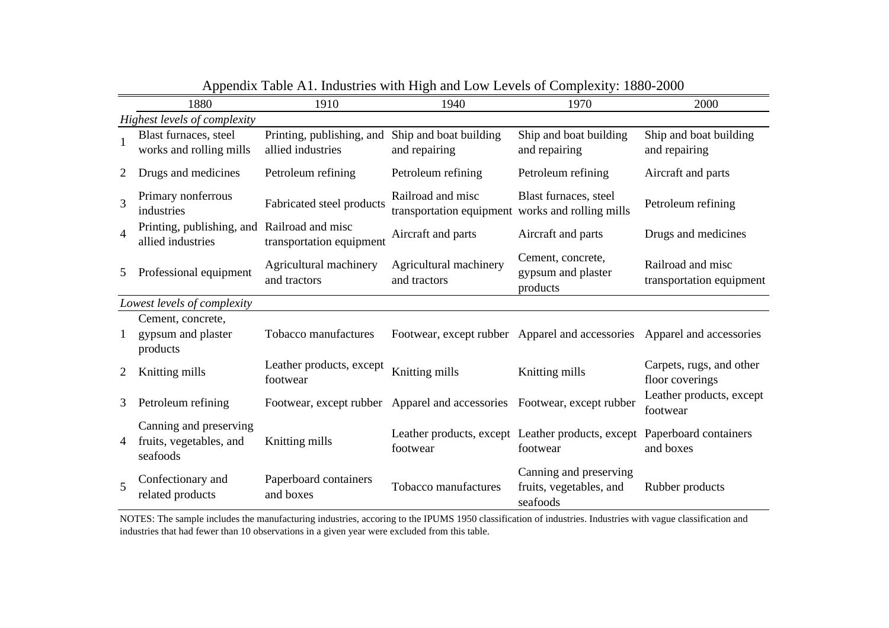Appendix Table A1. Industries with High and Low Levels of Complexity: 1880-2000

| | 1880 | 1910 | 1940 | 1970 | 2000 |
|---|---|---|---|---|---|
| *Highest levels of complexity* | | | | | |
| 1 | Blast furnaces, steel works and rolling mills | Printing, publishing, and allied industries | Ship and boat building and repairing | Ship and boat building and repairing | Ship and boat building and repairing |
| 2 | Drugs and medicines | Petroleum refining | Petroleum refining | Petroleum refining | Aircraft and parts |
| 3 | Primary nonferrous industries | Fabricated steel products | Railroad and misc transportation equipment | Blast furnaces, steel works and rolling mills | Petroleum refining |
| 4 | Printing, publishing, and allied industries | Railroad and misc transportation equipment | Aircraft and parts | Aircraft and parts | Drugs and medicines |
| 5 | Professional equipment | Agricultural machinery and tractors | Agricultural machinery and tractors | Cement, concrete, gypsum and plaster products | Railroad and misc transportation equipment |
| *Lowest levels of complexity* | | | | | |
| 1 | Cement, concrete, gypsum and plaster products | Tobacco manufactures | Footwear, except rubber | Apparel and accessories | Apparel and accessories |
| 2 | Knitting mills | Leather products, except footwear | Knitting mills | Knitting mills | Carpets, rugs, and other floor coverings |
| 3 | Petroleum refining | Footwear, except rubber | Apparel and accessories | Footwear, except rubber | Leather products, except footwear |
| 4 | Canning and preserving fruits, vegetables, and seafoods | Knitting mills | Leather products, except footwear | Leather products, except footwear | Paperboard containers and boxes |
| 5 | Confectionary and related products | Paperboard containers and boxes | Tobacco manufactures | Canning and preserving fruits, vegetables, and seafoods | Rubber products |

NOTES: The sample includes the manufacturing industries, accoring to the IPUMS 1950 classification of industries. Industries with vague classification and industries that had fewer than 10 observations in a given year were excluded from this table.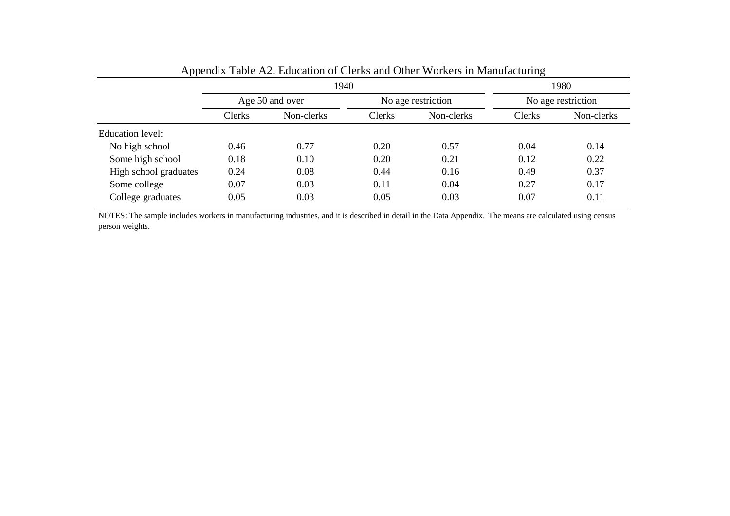Appendix Table A2. Education of Clerks and Other Workers in Manufacturing

| | 1940 | | | | 1980 | |
|---|---|---|---|---|---|---|
| | Age 50 and over | | No age restriction | | No age restriction | |
| | Clerks | Non-clerks | Clerks | Non-clerks | Clerks | Non-clerks |
| Education level: | | | | | | |
| No high school | 0.46 | 0.77 | 0.20 | 0.57 | 0.04 | 0.14 |
| Some high school | 0.18 | 0.10 | 0.20 | 0.21 | 0.12 | 0.22 |
| High school graduates | 0.24 | 0.08 | 0.44 | 0.16 | 0.49 | 0.37 |
| Some college | 0.07 | 0.03 | 0.11 | 0.04 | 0.27 | 0.17 |
| College graduates | 0.05 | 0.03 | 0.05 | 0.03 | 0.07 | 0.11 |

NOTES: The sample includes workers in manufacturing industries, and it is described in detail in the Data Appendix. The means are calculated using census person weights.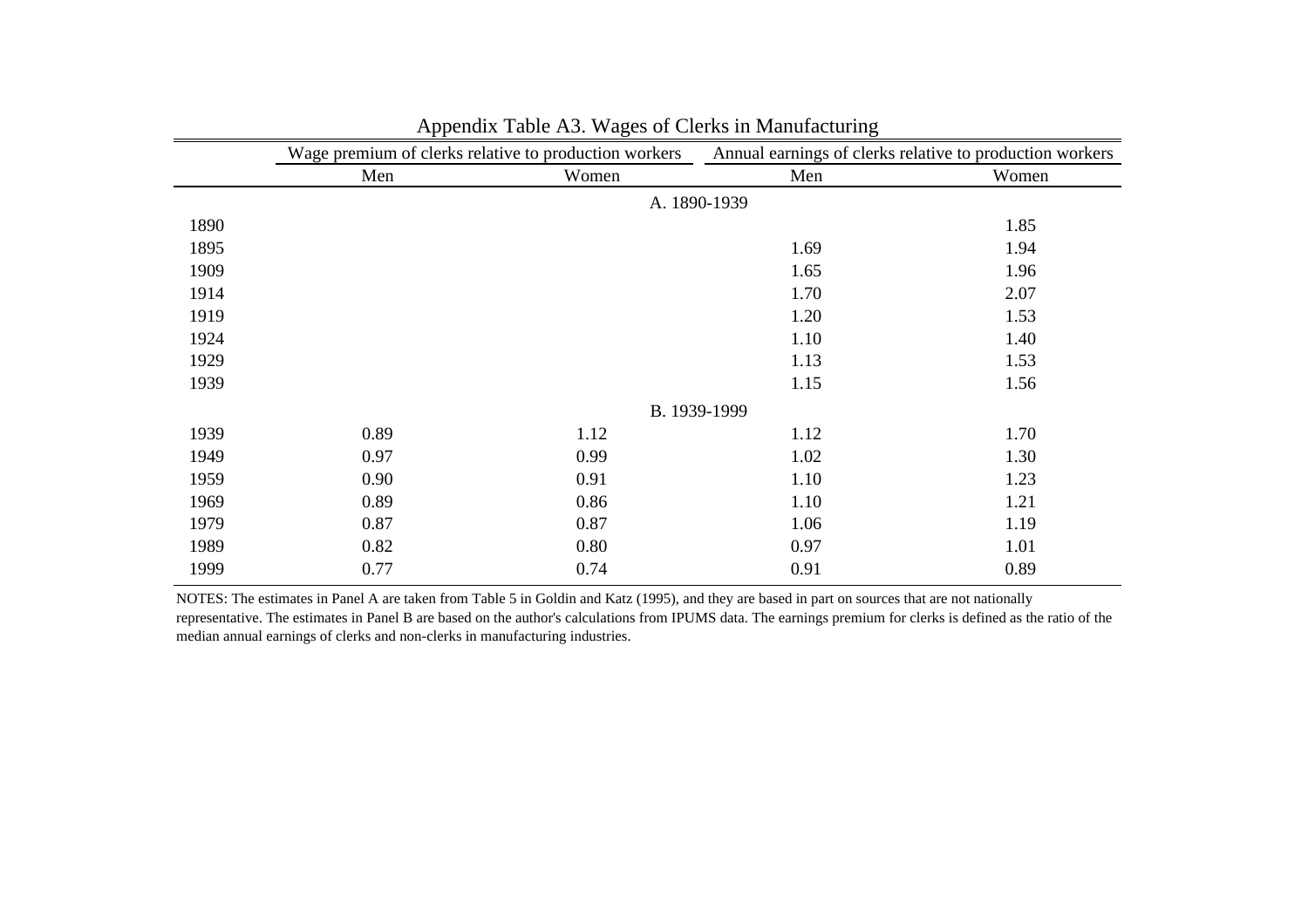## Appendix Table A3. Wages of Clerks in Manufacturing

| | Wage premium of clerks relative to production workers | | Annual earnings of clerks relative to production workers | |
|---|---|---|---|---|
| | Men | Women | Men | Women |
| **A. 1890-1939** | | | | |
| 1890 | | | | 1.85 |
| 1895 | | | 1.69 | 1.94 |
| 1909 | | | 1.65 | 1.96 |
| 1914 | | | 1.70 | 2.07 |
| 1919 | | | 1.20 | 1.53 |
| 1924 | | | 1.10 | 1.40 |
| 1929 | | | 1.13 | 1.53 |
| 1939 | | | 1.15 | 1.56 |
| **B. 1939-1999** | | | | |
| 1939 | 0.89 | 1.12 | 1.12 | 1.70 |
| 1949 | 0.97 | 0.99 | 1.02 | 1.30 |
| 1959 | 0.90 | 0.91 | 1.10 | 1.23 |
| 1969 | 0.89 | 0.86 | 1.10 | 1.21 |
| 1979 | 0.87 | 0.87 | 1.06 | 1.19 |
| 1989 | 0.82 | 0.80 | 0.97 | 1.01 |
| 1999 | 0.77 | 0.74 | 0.91 | 0.89 |

NOTES: The estimates in Panel A are taken from Table 5 in Goldin and Katz (1995), and they are based in part on sources that are not nationally representative. The estimates in Panel B are based on the author's calculations from IPUMS data. The earnings premium for clerks is defined as the ratio of the median annual earnings of clerks and non-clerks in manufacturing industries.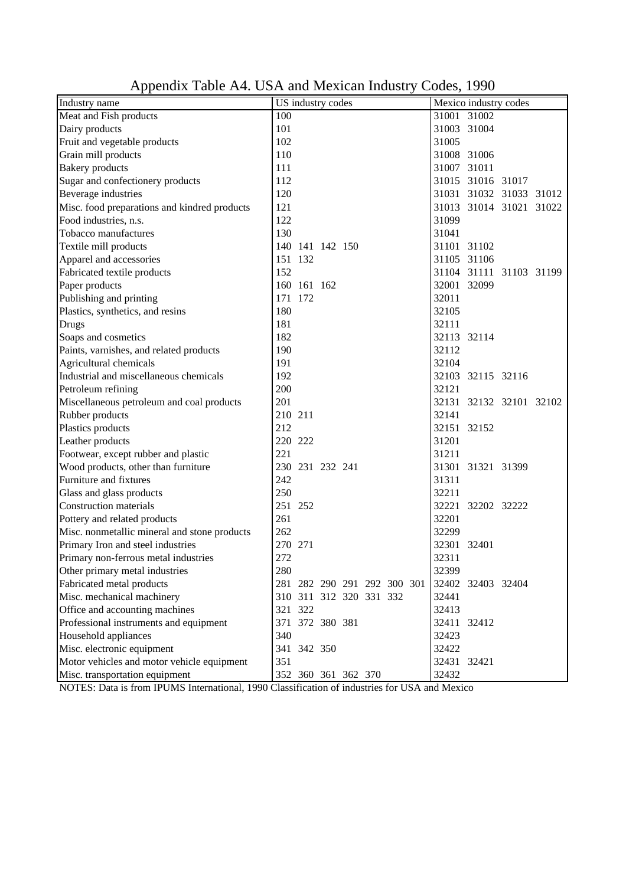# Appendix Table A4. USA and Mexican Industry Codes, 1990

| Industry name | US industry codes | Mexico industry codes |
|---|---|---|
| Meat and Fish products | 100 | 31001 31002 |
| Dairy products | 101 | 31003 31004 |
| Fruit and vegetable products | 102 | 31005 |
| Grain mill products | 110 | 31008 31006 |
| Bakery products | 111 | 31007 31011 |
| Sugar and confectionery products | 112 | 31015 31016 31017 |
| Beverage industries | 120 | 31031 31032 31033 31012 |
| Misc. food preparations and kindred products | 121 | 31013 31014 31021 31022 |
| Food industries, n.s. | 122 | 31099 |
| Tobacco manufactures | 130 | 31041 |
| Textile mill products | 140 141 142 150 | 31101 31102 |
| Apparel and accessories | 151 132 | 31105 31106 |
| Fabricated textile products | 152 | 31104 31111 31103 31199 |
| Paper products | 160 161 162 | 32001 32099 |
| Publishing and printing | 171 172 | 32011 |
| Plastics, synthetics, and resins | 180 | 32105 |
| Drugs | 181 | 32111 |
| Soaps and cosmetics | 182 | 32113 32114 |
| Paints, varnishes, and related products | 190 | 32112 |
| Agricultural chemicals | 191 | 32104 |
| Industrial and miscellaneous chemicals | 192 | 32103 32115 32116 |
| Petroleum refining | 200 | 32121 |
| Miscellaneous petroleum and coal products | 201 | 32131 32132 32101 32102 |
| Rubber products | 210 211 | 32141 |
| Plastics products | 212 | 32151 32152 |
| Leather products | 220 222 | 31201 |
| Footwear, except rubber and plastic | 221 | 31211 |
| Wood products, other than furniture | 230 231 232 241 | 31301 31321 31399 |
| Furniture and fixtures | 242 | 31311 |
| Glass and glass products | 250 | 32211 |
| Construction materials | 251 252 | 32221 32202 32222 |
| Pottery and related products | 261 | 32201 |
| Misc. nonmetallic mineral and stone products | 262 | 32299 |
| Primary Iron and steel industries | 270 271 | 32301 32401 |
| Primary non-ferrous metal industries | 272 | 32311 |
| Other primary metal industries | 280 | 32399 |
| Fabricated metal products | 281 282 290 291 292 300 301 | 32402 32403 32404 |
| Misc. mechanical machinery | 310 311 312 320 331 332 | 32441 |
| Office and accounting machines | 321 322 | 32413 |
| Professional instruments and equipment | 371 372 380 381 | 32411 32412 |
| Household appliances | 340 | 32423 |
| Misc. electronic equipment | 341 342 350 | 32422 |
| Motor vehicles and motor vehicle equipment | 351 | 32431 32421 |
| Misc. transportation equipment | 352 360 361 362 370 | 32432 |

NOTES: Data is from IPUMS International, 1990 Classification of industries for USA and Mexico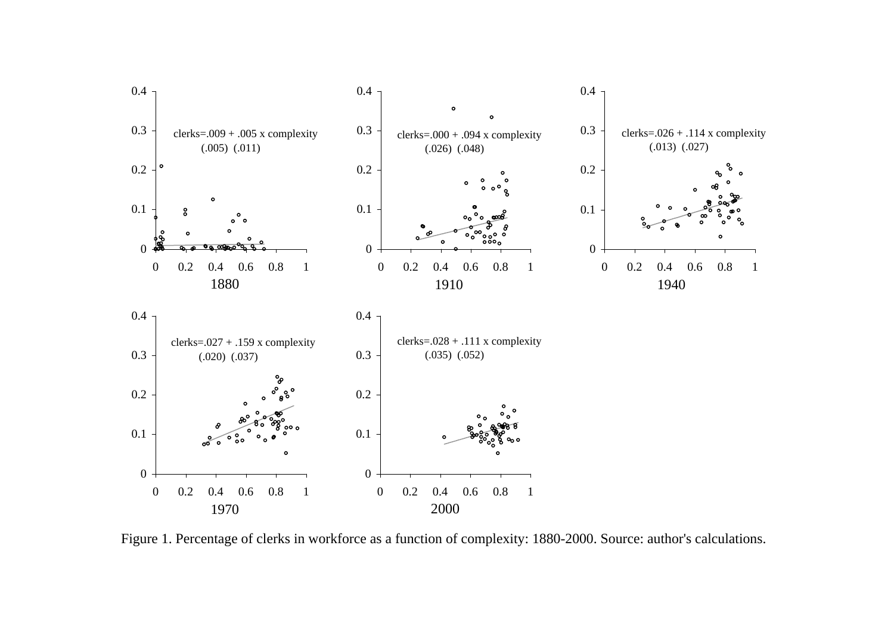clerks=.009 + .005 x complexity
(.005) (.011)

1880

clerks=.000 + .094 x complexity
(.026) (.048)

1910

clerks=.026 + .114 x complexity
(.013) (.027)

1940

clerks=.027 + .159 x complexity
(.020) (.037)

1970

clerks=.028 + .111 x complexity
(.035) (.052)

2000

Figure 1. Percentage of clerks in workforce as a function of complexity: 1880-2000. Source: author's calculations.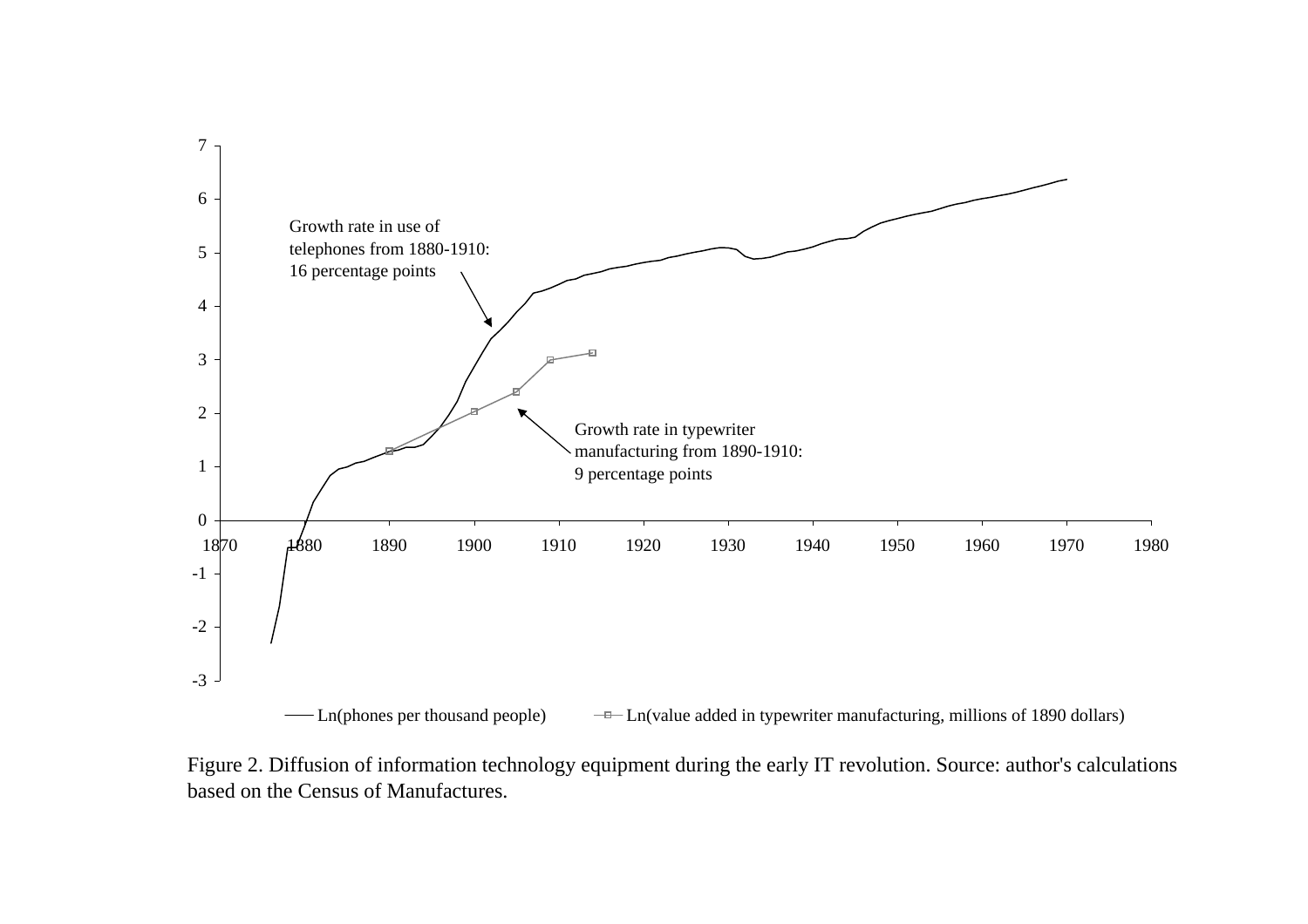Figure 2. Diffusion of information technology equipment during the early IT revolution. Source: author's calculations based on the Census of Manufactures.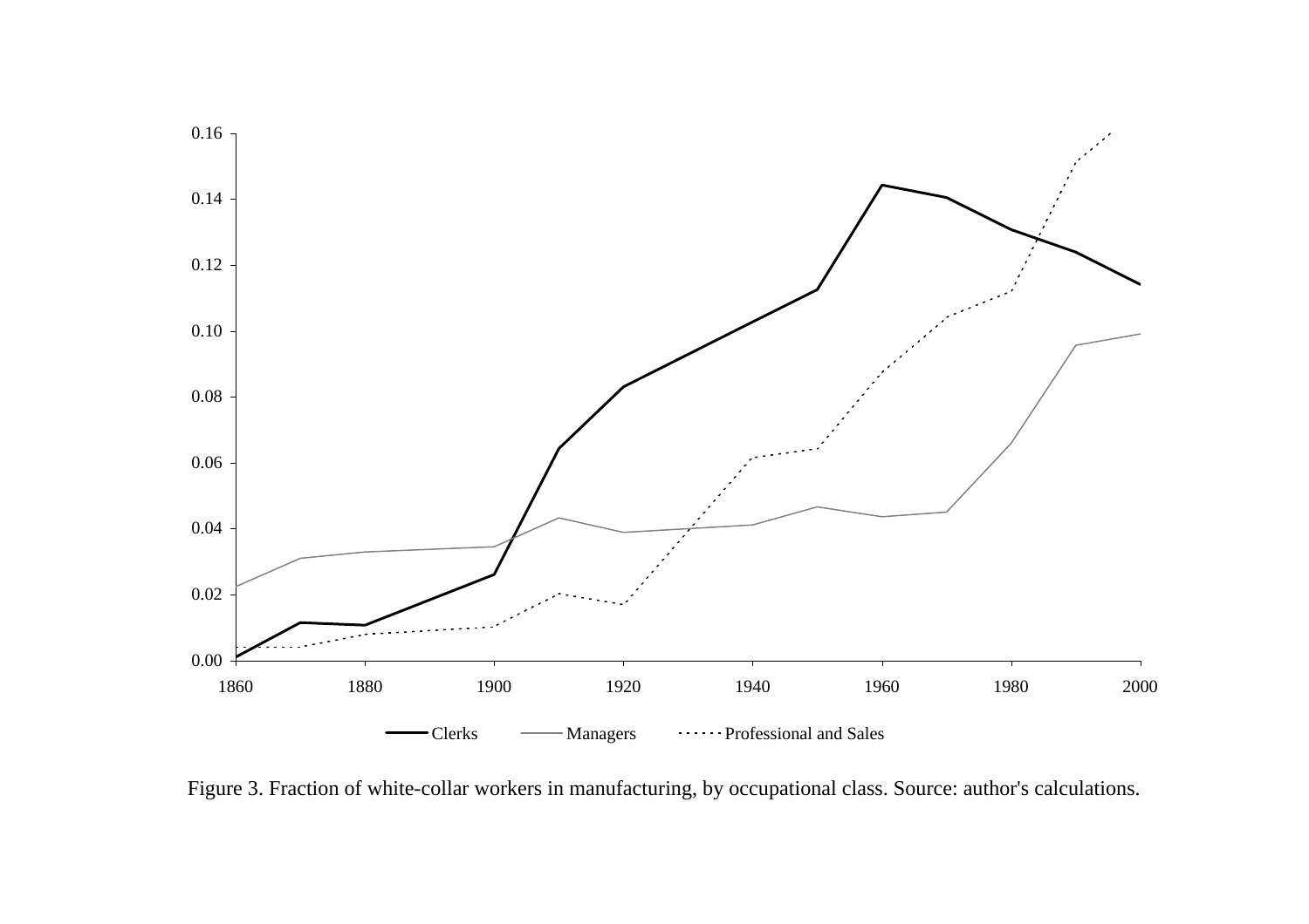Figure 3. Fraction of white-collar workers in manufacturing, by occupational class. Source: author's calculations.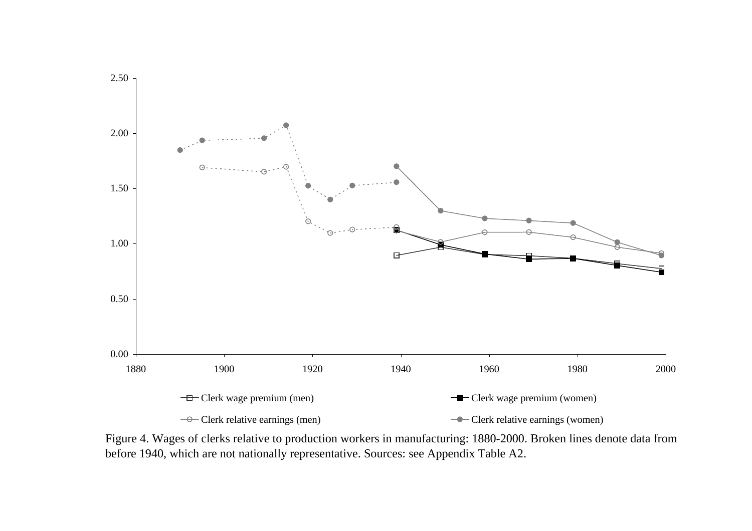2.50

2.00

1.50

1.00

0.50

0.00

1880 1900 1920 1940 1960 1980 2000

Clerk wage premium (men)

Clerk wage premium (women)

Clerk relative earnings (men)

Clerk relative earnings (women)

Figure 4. Wages of clerks relative to production workers in manufacturing: 1880-2000. Broken lines denote data from before 1940, which are not nationally representative. Sources: see Appendix Table A2.